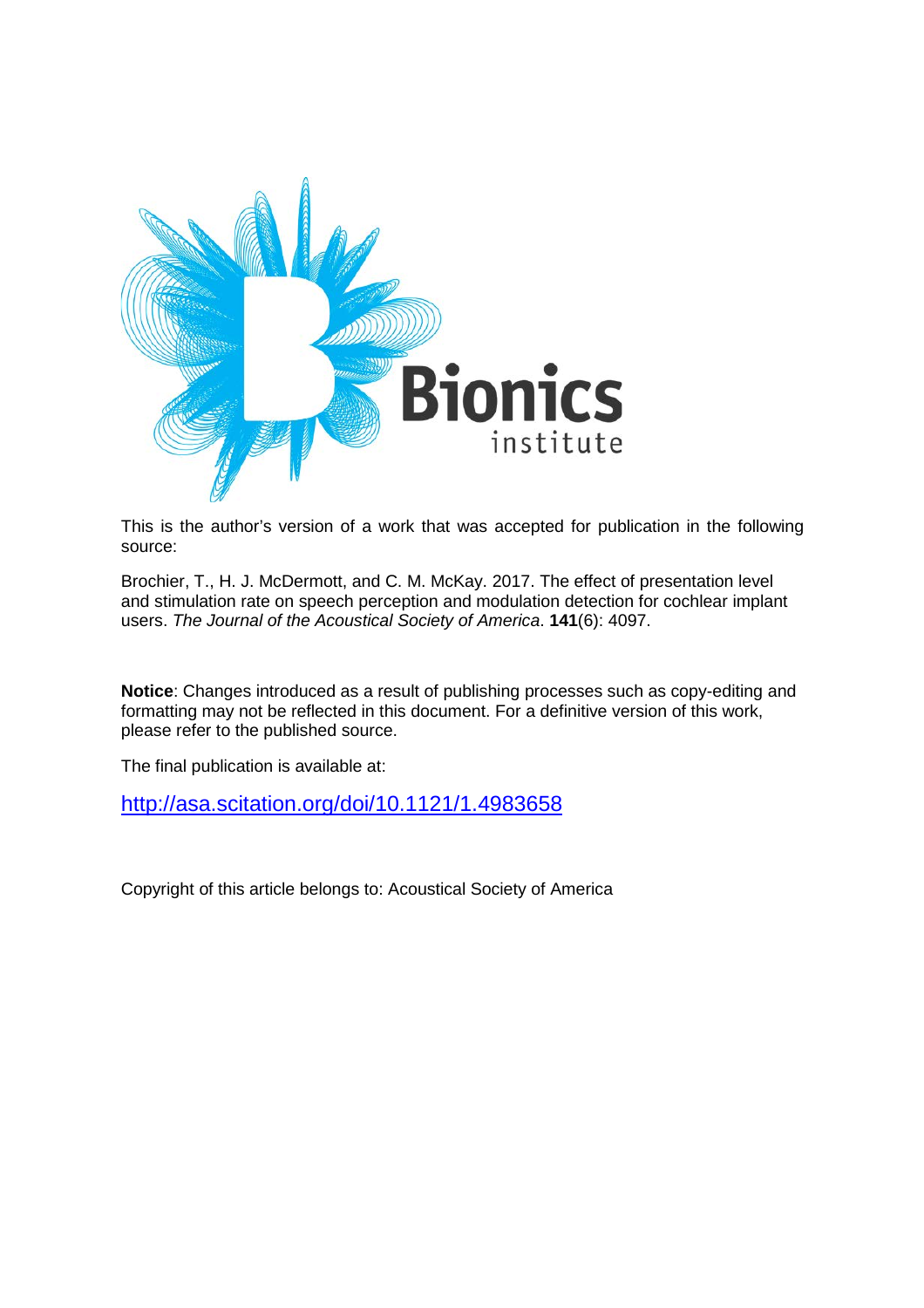Bionics institute

This is the author's version of a work that was accepted for publication in the following source:

Brochier, T., H. J. McDermott, and C. M. McKay. 2017. The effect of presentation level and stimulation rate on speech perception and modulation detection for cochlear implant users. *The Journal of the Acoustical Society of America*. **141**(6): 4097.

**Notice**: Changes introduced as a result of publishing processes such as copy-editing and formatting may not be reflected in this document. For a definitive version of this work, please refer to the published source.

The final publication is available at:

http://asa.scitation.org/doi/10.1121/1.4983658

Copyright of this article belongs to: Acoustical Society of America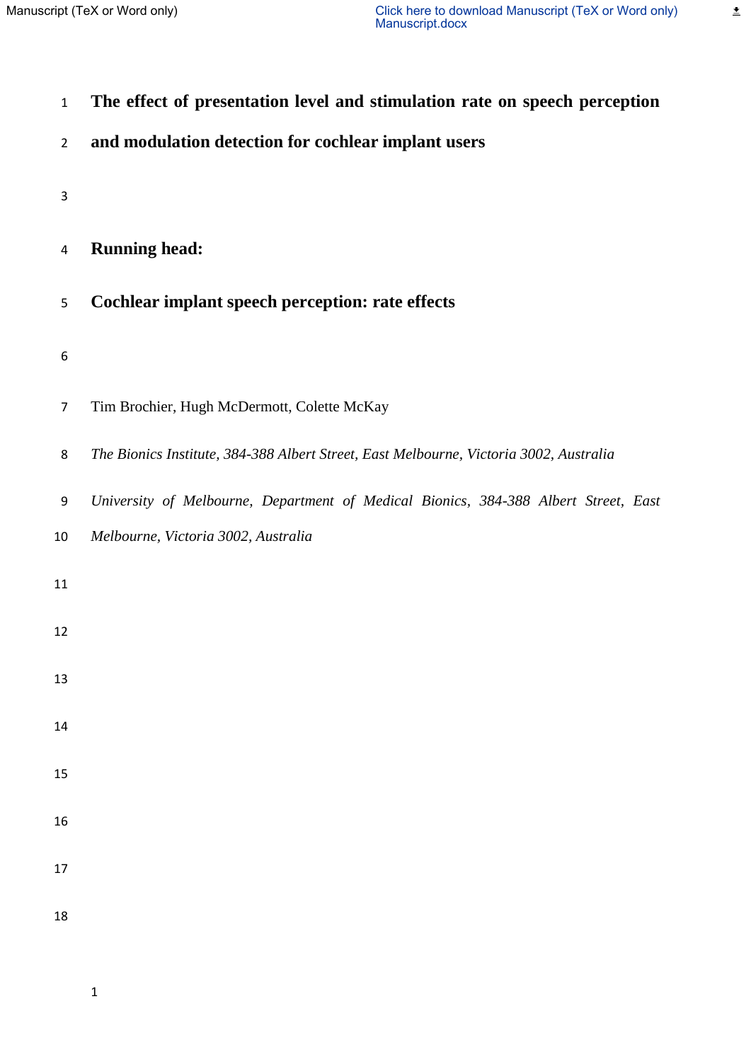# The effect of presentation level and stimulation rate on speech perception and modulation detection for cochlear implant users

## Running head:

## Cochlear implant speech perception: rate effects

Tim Brochier, Hugh McDermott, Colette McKay

*The Bionics Institute, 384-388 Albert Street, East Melbourne, Victoria 3002, Australia*

*University of Melbourne, Department of Medical Bionics, 384-388 Albert Street, East Melbourne, Victoria 3002, Australia*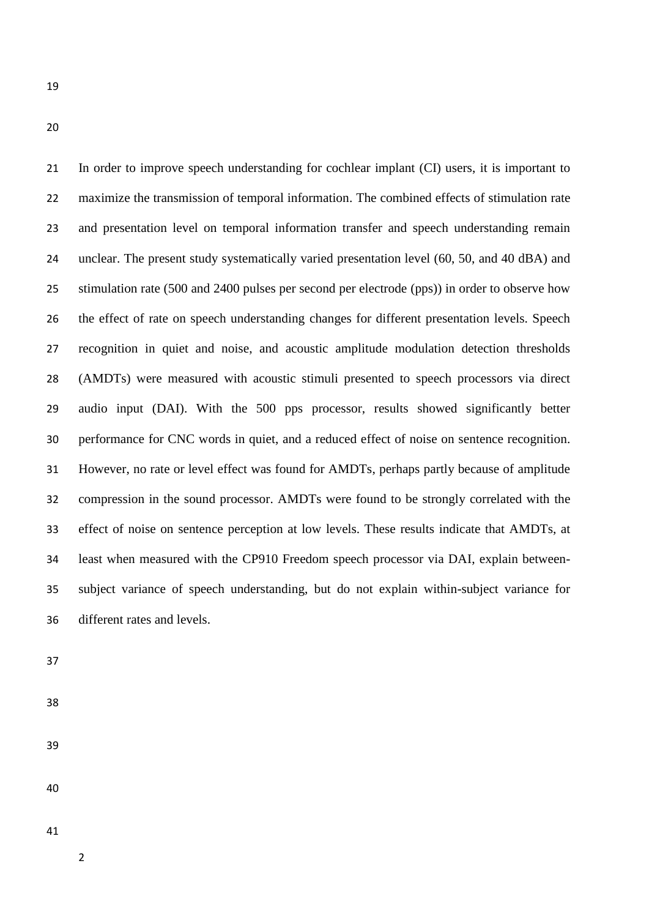In order to improve speech understanding for cochlear implant (CI) users, it is important to maximize the transmission of temporal information. The combined effects of stimulation rate and presentation level on temporal information transfer and speech understanding remain unclear. The present study systematically varied presentation level (60, 50, and 40 dBA) and stimulation rate (500 and 2400 pulses per second per electrode (pps)) in order to observe how the effect of rate on speech understanding changes for different presentation levels. Speech recognition in quiet and noise, and acoustic amplitude modulation detection thresholds (AMDTs) were measured with acoustic stimuli presented to speech processors via direct audio input (DAI). With the 500 pps processor, results showed significantly better performance for CNC words in quiet, and a reduced effect of noise on sentence recognition. However, no rate or level effect was found for AMDTs, perhaps partly because of amplitude compression in the sound processor. AMDTs were found to be strongly correlated with the effect of noise on sentence perception at low levels. These results indicate that AMDTs, at least when measured with the CP910 Freedom speech processor via DAI, explain between-subject variance of speech understanding, but do not explain within-subject variance for different rates and levels.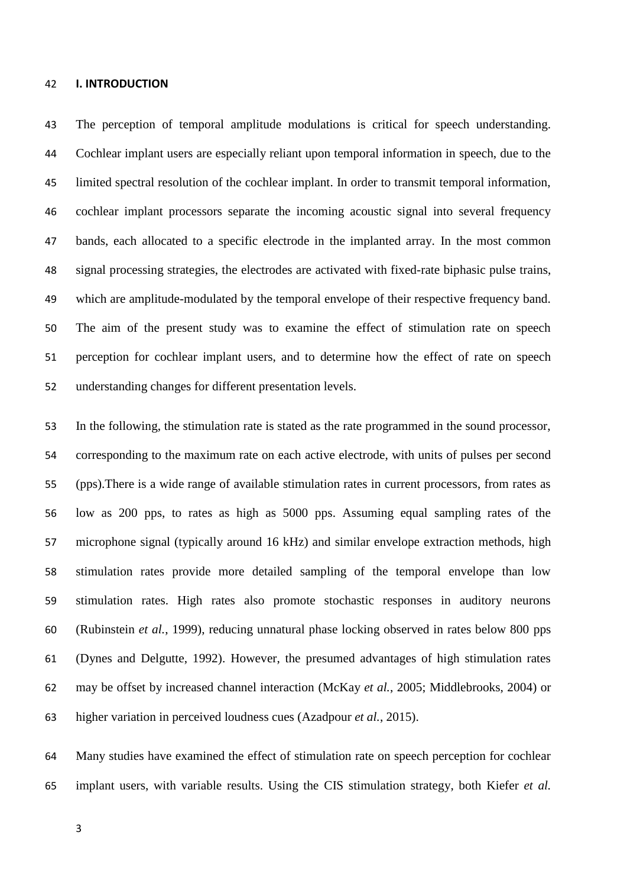## I. INTRODUCTION

The perception of temporal amplitude modulations is critical for speech understanding. Cochlear implant users are especially reliant upon temporal information in speech, due to the limited spectral resolution of the cochlear implant. In order to transmit temporal information, cochlear implant processors separate the incoming acoustic signal into several frequency bands, each allocated to a specific electrode in the implanted array. In the most common signal processing strategies, the electrodes are activated with fixed-rate biphasic pulse trains, which are amplitude-modulated by the temporal envelope of their respective frequency band. The aim of the present study was to examine the effect of stimulation rate on speech perception for cochlear implant users, and to determine how the effect of rate on speech understanding changes for different presentation levels.

In the following, the stimulation rate is stated as the rate programmed in the sound processor, corresponding to the maximum rate on each active electrode, with units of pulses per second (pps).There is a wide range of available stimulation rates in current processors, from rates as low as 200 pps, to rates as high as 5000 pps. Assuming equal sampling rates of the microphone signal (typically around 16 kHz) and similar envelope extraction methods, high stimulation rates provide more detailed sampling of the temporal envelope than low stimulation rates. High rates also promote stochastic responses in auditory neurons (Rubinstein *et al.*, 1999), reducing unnatural phase locking observed in rates below 800 pps (Dynes and Delgutte, 1992). However, the presumed advantages of high stimulation rates may be offset by increased channel interaction (McKay *et al.*, 2005; Middlebrooks, 2004) or higher variation in perceived loudness cues (Azadpour *et al.*, 2015).

Many studies have examined the effect of stimulation rate on speech perception for cochlear implant users, with variable results. Using the CIS stimulation strategy, both Kiefer *et al.*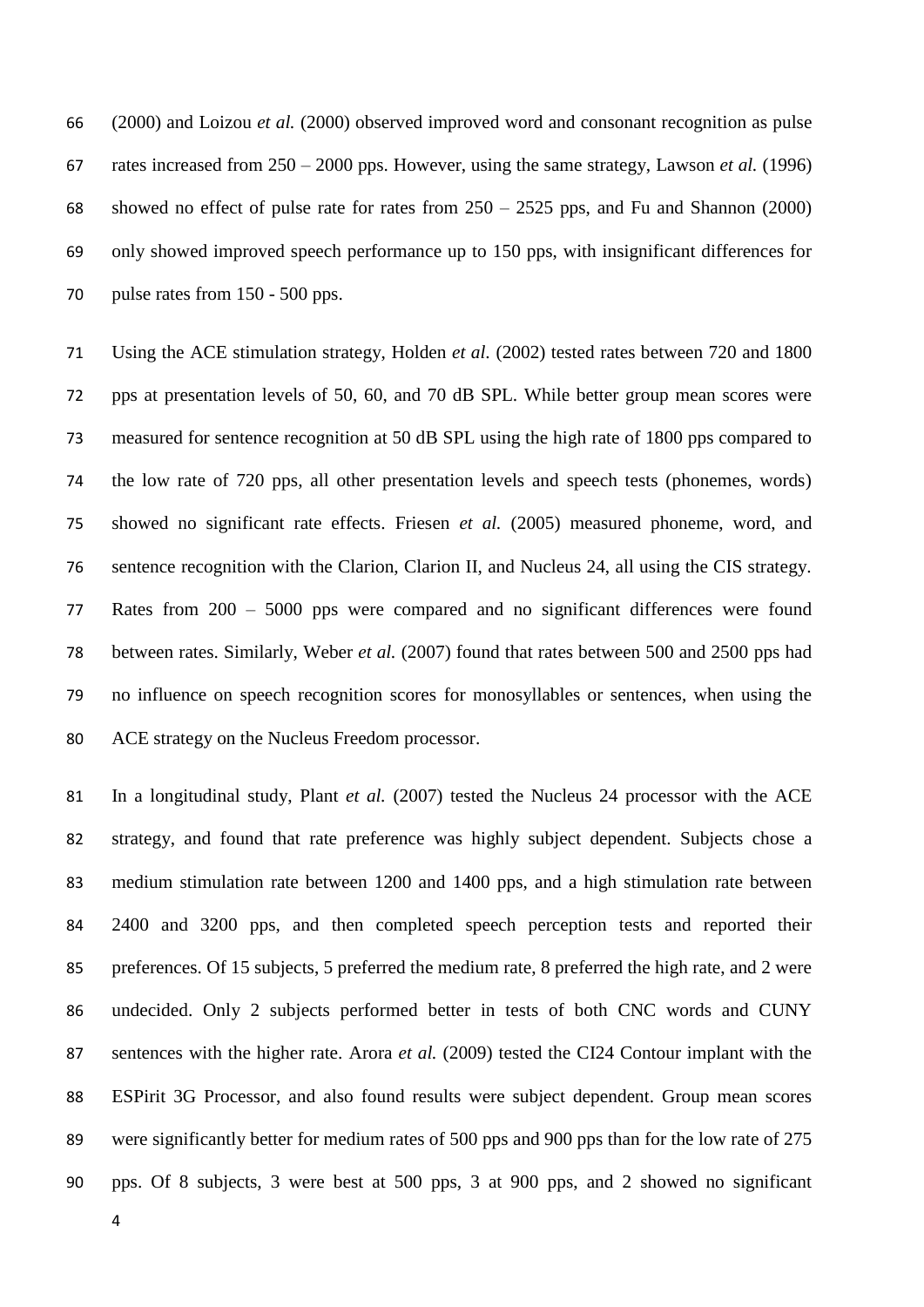(2000) and Loizou *et al.* (2000) observed improved word and consonant recognition as pulse rates increased from 250 – 2000 pps. However, using the same strategy, Lawson *et al.* (1996) showed no effect of pulse rate for rates from 250 – 2525 pps, and Fu and Shannon (2000) only showed improved speech performance up to 150 pps, with insignificant differences for pulse rates from 150 - 500 pps.

Using the ACE stimulation strategy, Holden *et al.* (2002) tested rates between 720 and 1800 pps at presentation levels of 50, 60, and 70 dB SPL. While better group mean scores were measured for sentence recognition at 50 dB SPL using the high rate of 1800 pps compared to the low rate of 720 pps, all other presentation levels and speech tests (phonemes, words) showed no significant rate effects. Friesen *et al.* (2005) measured phoneme, word, and sentence recognition with the Clarion, Clarion II, and Nucleus 24, all using the CIS strategy. Rates from 200 – 5000 pps were compared and no significant differences were found between rates. Similarly, Weber *et al.* (2007) found that rates between 500 and 2500 pps had no influence on speech recognition scores for monosyllables or sentences, when using the ACE strategy on the Nucleus Freedom processor.

In a longitudinal study, Plant *et al.* (2007) tested the Nucleus 24 processor with the ACE strategy, and found that rate preference was highly subject dependent. Subjects chose a medium stimulation rate between 1200 and 1400 pps, and a high stimulation rate between 2400 and 3200 pps, and then completed speech perception tests and reported their preferences. Of 15 subjects, 5 preferred the medium rate, 8 preferred the high rate, and 2 were undecided. Only 2 subjects performed better in tests of both CNC words and CUNY sentences with the higher rate. Arora *et al.* (2009) tested the CI24 Contour implant with the ESPirit 3G Processor, and also found results were subject dependent. Group mean scores were significantly better for medium rates of 500 pps and 900 pps than for the low rate of 275 pps. Of 8 subjects, 3 were best at 500 pps, 3 at 900 pps, and 2 showed no significant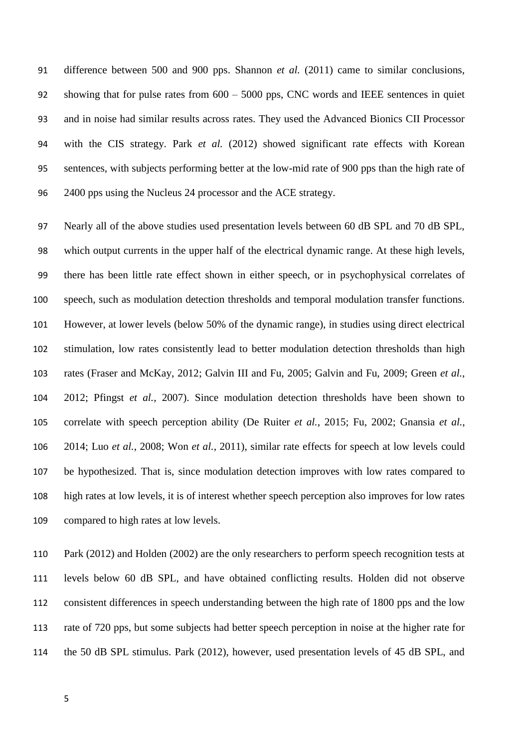difference between 500 and 900 pps. Shannon *et al.* (2011) came to similar conclusions, showing that for pulse rates from 600 – 5000 pps, CNC words and IEEE sentences in quiet and in noise had similar results across rates. They used the Advanced Bionics CII Processor with the CIS strategy. Park *et al.* (2012) showed significant rate effects with Korean sentences, with subjects performing better at the low-mid rate of 900 pps than the high rate of 2400 pps using the Nucleus 24 processor and the ACE strategy.

Nearly all of the above studies used presentation levels between 60 dB SPL and 70 dB SPL, which output currents in the upper half of the electrical dynamic range. At these high levels, there has been little rate effect shown in either speech, or in psychophysical correlates of speech, such as modulation detection thresholds and temporal modulation transfer functions. However, at lower levels (below 50% of the dynamic range), in studies using direct electrical stimulation, low rates consistently lead to better modulation detection thresholds than high rates (Fraser and McKay, 2012; Galvin III and Fu, 2005; Galvin and Fu, 2009; Green *et al.*, 2012; Pfingst *et al.*, 2007). Since modulation detection thresholds have been shown to correlate with speech perception ability (De Ruiter *et al.*, 2015; Fu, 2002; Gnansia *et al.*, 2014; Luo *et al.*, 2008; Won *et al.*, 2011), similar rate effects for speech at low levels could be hypothesized. That is, since modulation detection improves with low rates compared to high rates at low levels, it is of interest whether speech perception also improves for low rates compared to high rates at low levels.

Park (2012) and Holden (2002) are the only researchers to perform speech recognition tests at levels below 60 dB SPL, and have obtained conflicting results. Holden did not observe consistent differences in speech understanding between the high rate of 1800 pps and the low rate of 720 pps, but some subjects had better speech perception in noise at the higher rate for the 50 dB SPL stimulus. Park (2012), however, used presentation levels of 45 dB SPL, and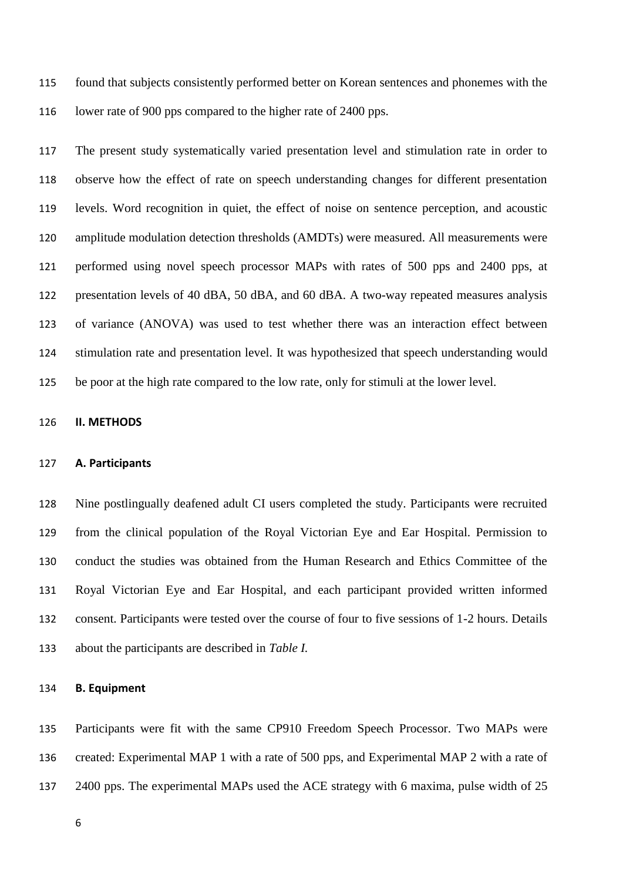found that subjects consistently performed better on Korean sentences and phonemes with the lower rate of 900 pps compared to the higher rate of 2400 pps.

The present study systematically varied presentation level and stimulation rate in order to observe how the effect of rate on speech understanding changes for different presentation levels. Word recognition in quiet, the effect of noise on sentence perception, and acoustic amplitude modulation detection thresholds (AMDTs) were measured. All measurements were performed using novel speech processor MAPs with rates of 500 pps and 2400 pps, at presentation levels of 40 dBA, 50 dBA, and 60 dBA. A two-way repeated measures analysis of variance (ANOVA) was used to test whether there was an interaction effect between stimulation rate and presentation level. It was hypothesized that speech understanding would be poor at the high rate compared to the low rate, only for stimuli at the lower level.

## II. METHODS

### A. Participants

Nine postlingually deafened adult CI users completed the study. Participants were recruited from the clinical population of the Royal Victorian Eye and Ear Hospital. Permission to conduct the studies was obtained from the Human Research and Ethics Committee of the Royal Victorian Eye and Ear Hospital, and each participant provided written informed consent. Participants were tested over the course of four to five sessions of 1-2 hours. Details about the participants are described in *Table I.*

### B. Equipment

Participants were fit with the same CP910 Freedom Speech Processor. Two MAPs were created: Experimental MAP 1 with a rate of 500 pps, and Experimental MAP 2 with a rate of 2400 pps. The experimental MAPs used the ACE strategy with 6 maxima, pulse width of 25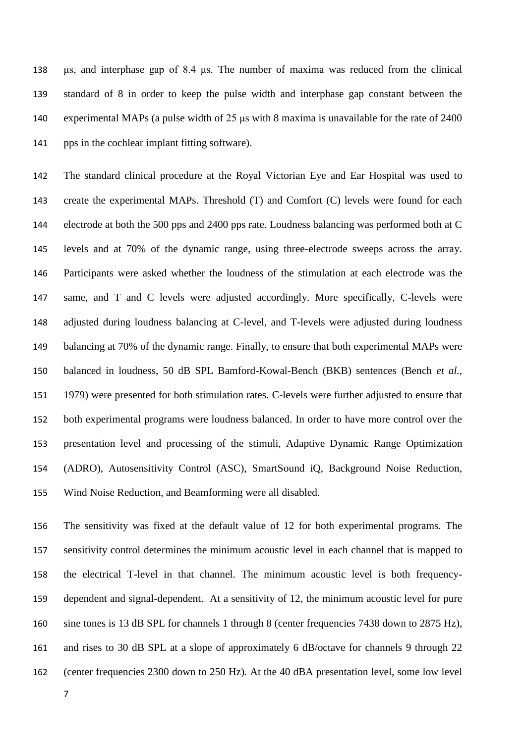μs, and interphase gap of 8.4 μs. The number of maxima was reduced from the clinical standard of 8 in order to keep the pulse width and interphase gap constant between the experimental MAPs (a pulse width of 25 μs with 8 maxima is unavailable for the rate of 2400 pps in the cochlear implant fitting software).

The standard clinical procedure at the Royal Victorian Eye and Ear Hospital was used to create the experimental MAPs. Threshold (T) and Comfort (C) levels were found for each electrode at both the 500 pps and 2400 pps rate. Loudness balancing was performed both at C levels and at 70% of the dynamic range, using three-electrode sweeps across the array. Participants were asked whether the loudness of the stimulation at each electrode was the same, and T and C levels were adjusted accordingly. More specifically, C-levels were adjusted during loudness balancing at C-level, and T-levels were adjusted during loudness balancing at 70% of the dynamic range. Finally, to ensure that both experimental MAPs were balanced in loudness, 50 dB SPL Bamford-Kowal-Bench (BKB) sentences (Bench *et al.*, 1979) were presented for both stimulation rates. C-levels were further adjusted to ensure that both experimental programs were loudness balanced. In order to have more control over the presentation level and processing of the stimuli, Adaptive Dynamic Range Optimization (ADRO), Autosensitivity Control (ASC), SmartSound iQ, Background Noise Reduction, Wind Noise Reduction, and Beamforming were all disabled.

The sensitivity was fixed at the default value of 12 for both experimental programs. The sensitivity control determines the minimum acoustic level in each channel that is mapped to the electrical T-level in that channel. The minimum acoustic level is both frequency-dependent and signal-dependent. At a sensitivity of 12, the minimum acoustic level for pure sine tones is 13 dB SPL for channels 1 through 8 (center frequencies 7438 down to 2875 Hz), and rises to 30 dB SPL at a slope of approximately 6 dB/octave for channels 9 through 22 (center frequencies 2300 down to 250 Hz). At the 40 dBA presentation level, some low level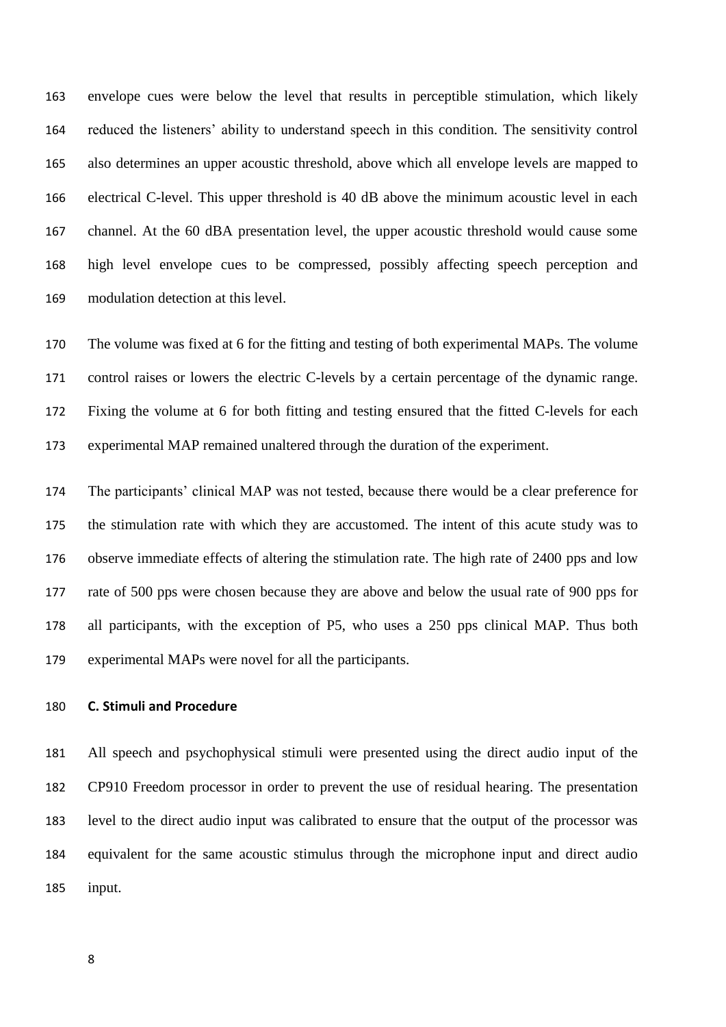envelope cues were below the level that results in perceptible stimulation, which likely reduced the listeners' ability to understand speech in this condition. The sensitivity control also determines an upper acoustic threshold, above which all envelope levels are mapped to electrical C-level. This upper threshold is 40 dB above the minimum acoustic level in each channel. At the 60 dBA presentation level, the upper acoustic threshold would cause some high level envelope cues to be compressed, possibly affecting speech perception and modulation detection at this level.

The volume was fixed at 6 for the fitting and testing of both experimental MAPs. The volume control raises or lowers the electric C-levels by a certain percentage of the dynamic range. Fixing the volume at 6 for both fitting and testing ensured that the fitted C-levels for each experimental MAP remained unaltered through the duration of the experiment.

The participants' clinical MAP was not tested, because there would be a clear preference for the stimulation rate with which they are accustomed. The intent of this acute study was to observe immediate effects of altering the stimulation rate. The high rate of 2400 pps and low rate of 500 pps were chosen because they are above and below the usual rate of 900 pps for all participants, with the exception of P5, who uses a 250 pps clinical MAP. Thus both experimental MAPs were novel for all the participants.

### C. Stimuli and Procedure

All speech and psychophysical stimuli were presented using the direct audio input of the CP910 Freedom processor in order to prevent the use of residual hearing. The presentation level to the direct audio input was calibrated to ensure that the output of the processor was equivalent for the same acoustic stimulus through the microphone input and direct audio input.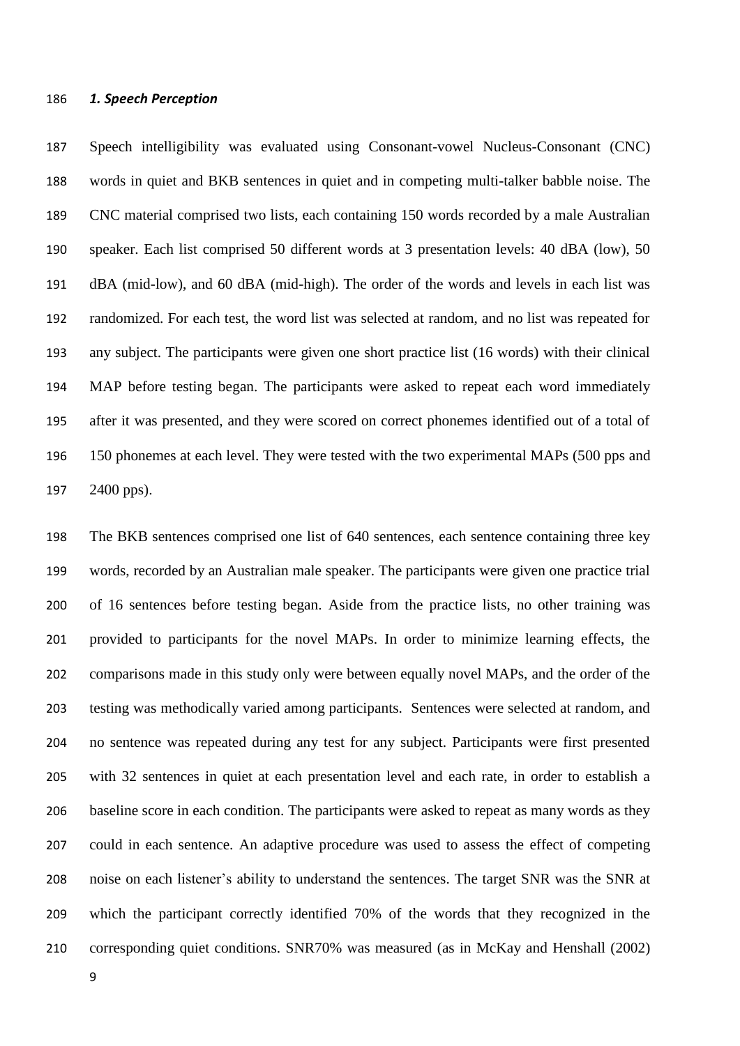### *1. Speech Perception*

Speech intelligibility was evaluated using Consonant-vowel Nucleus-Consonant (CNC) words in quiet and BKB sentences in quiet and in competing multi-talker babble noise. The CNC material comprised two lists, each containing 150 words recorded by a male Australian speaker. Each list comprised 50 different words at 3 presentation levels: 40 dBA (low), 50 dBA (mid-low), and 60 dBA (mid-high). The order of the words and levels in each list was randomized. For each test, the word list was selected at random, and no list was repeated for any subject. The participants were given one short practice list (16 words) with their clinical MAP before testing began. The participants were asked to repeat each word immediately after it was presented, and they were scored on correct phonemes identified out of a total of 150 phonemes at each level. They were tested with the two experimental MAPs (500 pps and 2400 pps).

The BKB sentences comprised one list of 640 sentences, each sentence containing three key words, recorded by an Australian male speaker. The participants were given one practice trial of 16 sentences before testing began. Aside from the practice lists, no other training was provided to participants for the novel MAPs. In order to minimize learning effects, the comparisons made in this study only were between equally novel MAPs, and the order of the testing was methodically varied among participants. Sentences were selected at random, and no sentence was repeated during any test for any subject. Participants were first presented with 32 sentences in quiet at each presentation level and each rate, in order to establish a baseline score in each condition. The participants were asked to repeat as many words as they could in each sentence. An adaptive procedure was used to assess the effect of competing noise on each listener's ability to understand the sentences. The target SNR was the SNR at which the participant correctly identified 70% of the words that they recognized in the corresponding quiet conditions. SNR70% was measured (as in McKay and Henshall (2002)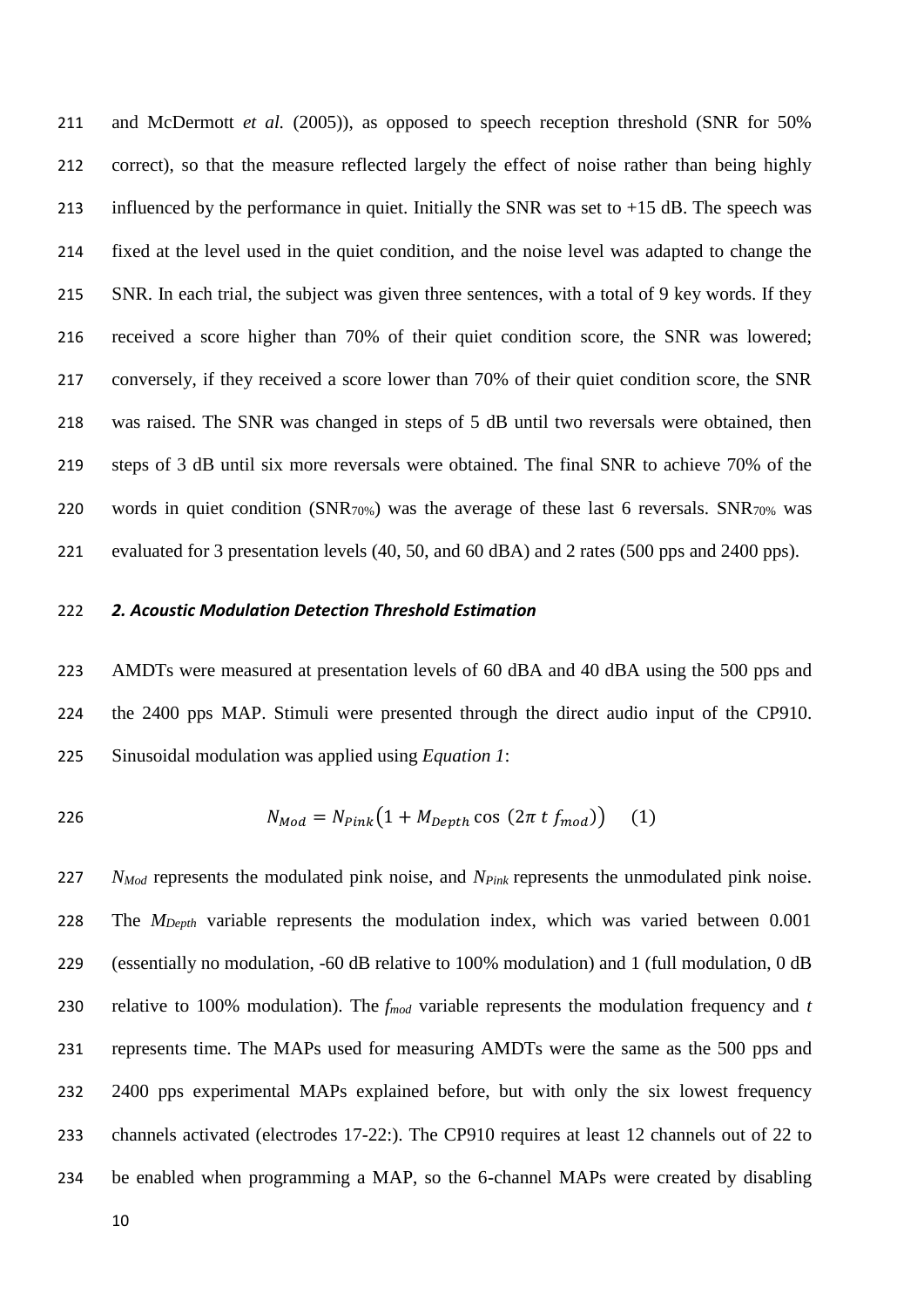and McDermott *et al.* (2005)), as opposed to speech reception threshold (SNR for 50% correct), so that the measure reflected largely the effect of noise rather than being highly influenced by the performance in quiet. Initially the SNR was set to +15 dB. The speech was fixed at the level used in the quiet condition, and the noise level was adapted to change the SNR. In each trial, the subject was given three sentences, with a total of 9 key words. If they received a score higher than 70% of their quiet condition score, the SNR was lowered; conversely, if they received a score lower than 70% of their quiet condition score, the SNR was raised. The SNR was changed in steps of 5 dB until two reversals were obtained, then steps of 3 dB until six more reversals were obtained. The final SNR to achieve 70% of the words in quiet condition ($SNR_{70\%}$) was the average of these last 6 reversals. $SNR_{70\%}$ was evaluated for 3 presentation levels (40, 50, and 60 dBA) and 2 rates (500 pps and 2400 pps).

### *2. Acoustic Modulation Detection Threshold Estimation*

AMDTs were measured at presentation levels of 60 dBA and 40 dBA using the 500 pps and the 2400 pps MAP. Stimuli were presented through the direct audio input of the CP910. Sinusoidal modulation was applied using *Equation 1*:

$$N_{Mod} = N_{Pink}\left(1 + M_{Depth}\cos\left(2\pi\, t\, f_{mod}\right)\right) \quad (1)$$

$N_{Mod}$ represents the modulated pink noise, and $N_{Pink}$ represents the unmodulated pink noise. The $M_{Depth}$ variable represents the modulation index, which was varied between 0.001 (essentially no modulation, -60 dB relative to 100% modulation) and 1 (full modulation, 0 dB relative to 100% modulation). The $f_{mod}$ variable represents the modulation frequency and $t$ represents time. The MAPs used for measuring AMDTs were the same as the 500 pps and 2400 pps experimental MAPs explained before, but with only the six lowest frequency channels activated (electrodes 17-22:). The CP910 requires at least 12 channels out of 22 to be enabled when programming a MAP, so the 6-channel MAPs were created by disabling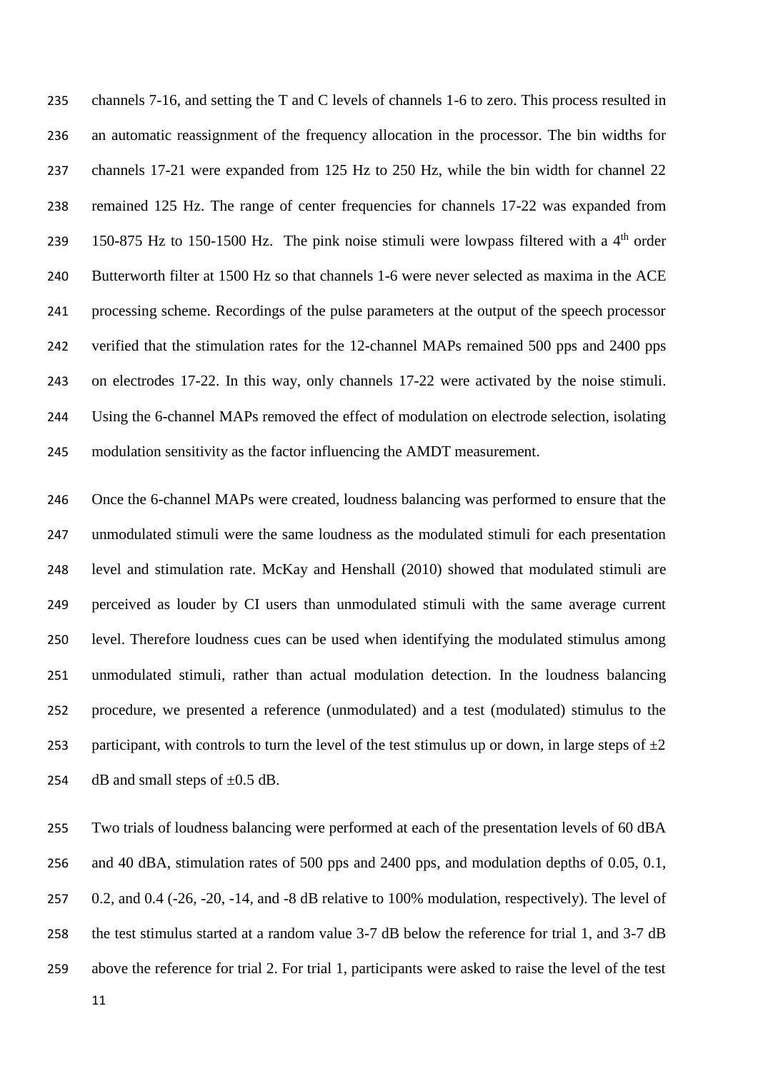channels 7-16, and setting the T and C levels of channels 1-6 to zero. This process resulted in an automatic reassignment of the frequency allocation in the processor. The bin widths for channels 17-21 were expanded from 125 Hz to 250 Hz, while the bin width for channel 22 remained 125 Hz. The range of center frequencies for channels 17-22 was expanded from 150-875 Hz to 150-1500 Hz. The pink noise stimuli were lowpass filtered with a 4$^{th}$ order Butterworth filter at 1500 Hz so that channels 1-6 were never selected as maxima in the ACE processing scheme. Recordings of the pulse parameters at the output of the speech processor verified that the stimulation rates for the 12-channel MAPs remained 500 pps and 2400 pps on electrodes 17-22. In this way, only channels 17-22 were activated by the noise stimuli. Using the 6-channel MAPs removed the effect of modulation on electrode selection, isolating modulation sensitivity as the factor influencing the AMDT measurement.

Once the 6-channel MAPs were created, loudness balancing was performed to ensure that the unmodulated stimuli were the same loudness as the modulated stimuli for each presentation level and stimulation rate. McKay and Henshall (2010) showed that modulated stimuli are perceived as louder by CI users than unmodulated stimuli with the same average current level. Therefore loudness cues can be used when identifying the modulated stimulus among unmodulated stimuli, rather than actual modulation detection. In the loudness balancing procedure, we presented a reference (unmodulated) and a test (modulated) stimulus to the participant, with controls to turn the level of the test stimulus up or down, in large steps of ±2 dB and small steps of ±0.5 dB.

Two trials of loudness balancing were performed at each of the presentation levels of 60 dBA and 40 dBA, stimulation rates of 500 pps and 2400 pps, and modulation depths of 0.05, 0.1, 0.2, and 0.4 (-26, -20, -14, and -8 dB relative to 100% modulation, respectively). The level of the test stimulus started at a random value 3-7 dB below the reference for trial 1, and 3-7 dB above the reference for trial 2. For trial 1, participants were asked to raise the level of the test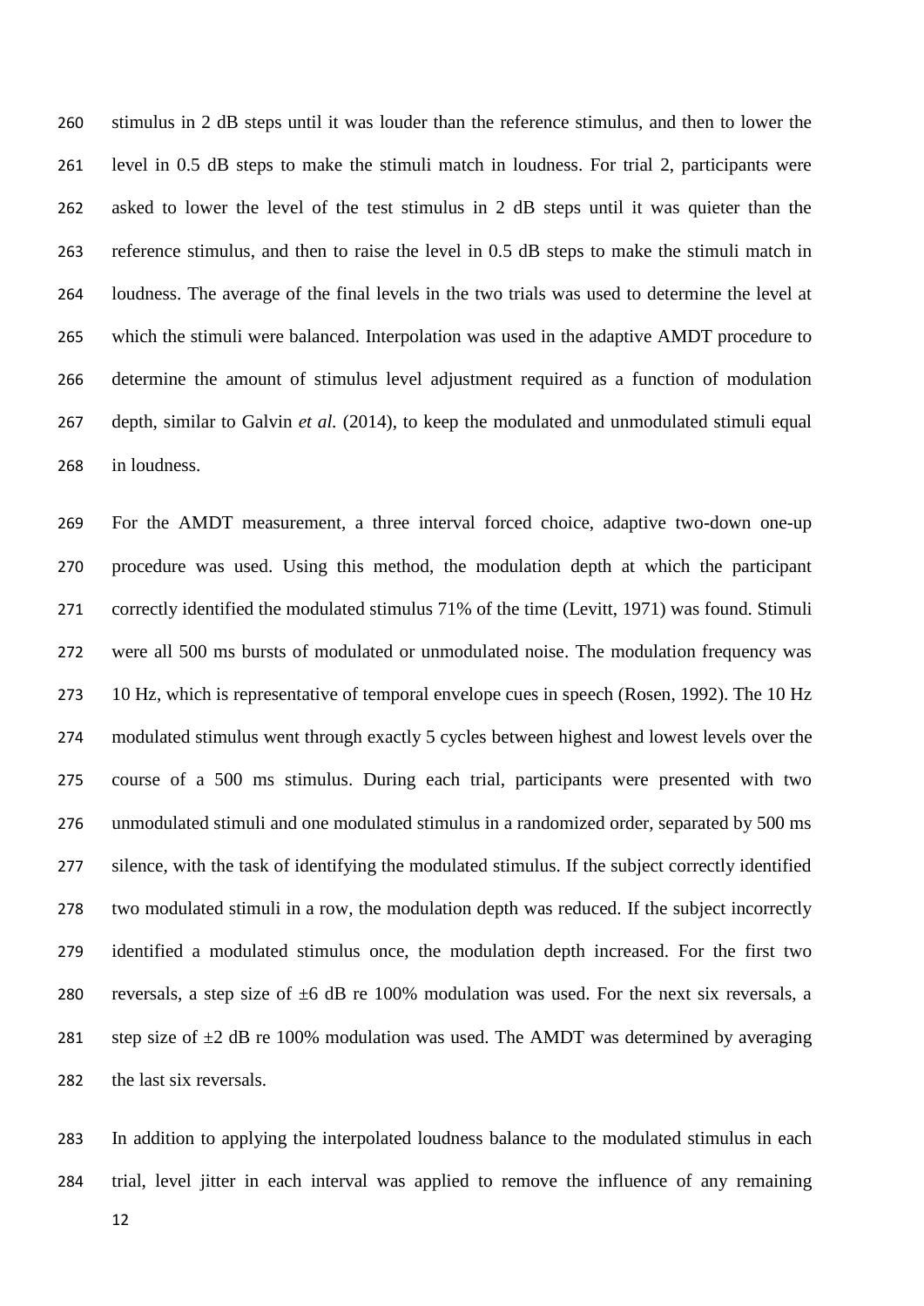stimulus in 2 dB steps until it was louder than the reference stimulus, and then to lower the level in 0.5 dB steps to make the stimuli match in loudness. For trial 2, participants were asked to lower the level of the test stimulus in 2 dB steps until it was quieter than the reference stimulus, and then to raise the level in 0.5 dB steps to make the stimuli match in loudness. The average of the final levels in the two trials was used to determine the level at which the stimuli were balanced. Interpolation was used in the adaptive AMDT procedure to determine the amount of stimulus level adjustment required as a function of modulation depth, similar to Galvin *et al.* (2014), to keep the modulated and unmodulated stimuli equal in loudness.

For the AMDT measurement, a three interval forced choice, adaptive two-down one-up procedure was used. Using this method, the modulation depth at which the participant correctly identified the modulated stimulus 71% of the time (Levitt, 1971) was found. Stimuli were all 500 ms bursts of modulated or unmodulated noise. The modulation frequency was 10 Hz, which is representative of temporal envelope cues in speech (Rosen, 1992). The 10 Hz modulated stimulus went through exactly 5 cycles between highest and lowest levels over the course of a 500 ms stimulus. During each trial, participants were presented with two unmodulated stimuli and one modulated stimulus in a randomized order, separated by 500 ms silence, with the task of identifying the modulated stimulus. If the subject correctly identified two modulated stimuli in a row, the modulation depth was reduced. If the subject incorrectly identified a modulated stimulus once, the modulation depth increased. For the first two reversals, a step size of ±6 dB re 100% modulation was used. For the next six reversals, a step size of ±2 dB re 100% modulation was used. The AMDT was determined by averaging the last six reversals.

In addition to applying the interpolated loudness balance to the modulated stimulus in each trial, level jitter in each interval was applied to remove the influence of any remaining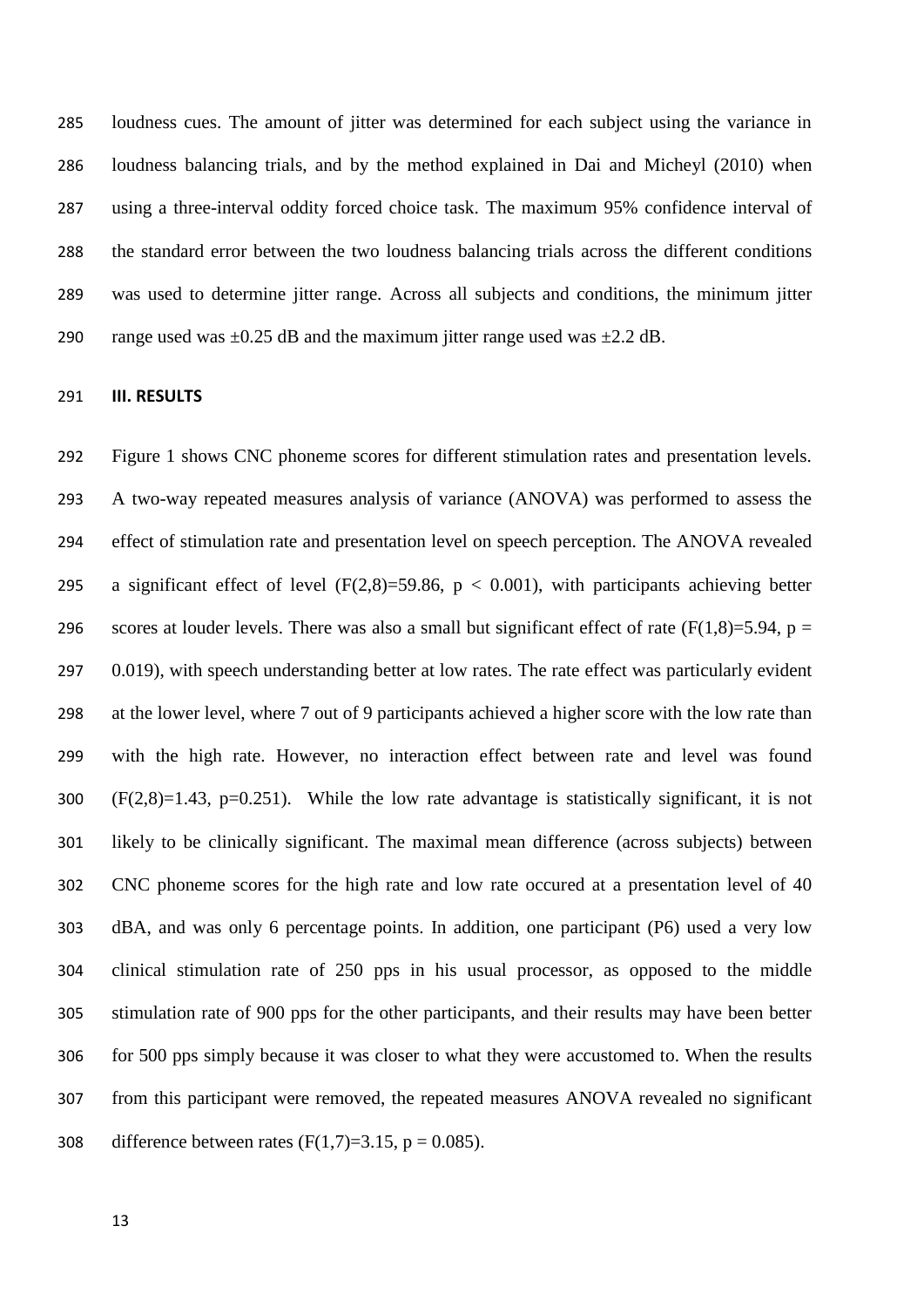loudness cues. The amount of jitter was determined for each subject using the variance in loudness balancing trials, and by the method explained in Dai and Micheyl (2010) when using a three-interval oddity forced choice task. The maximum 95% confidence interval of the standard error between the two loudness balancing trials across the different conditions was used to determine jitter range. Across all subjects and conditions, the minimum jitter range used was ±0.25 dB and the maximum jitter range used was ±2.2 dB.

## III. RESULTS

Figure 1 shows CNC phoneme scores for different stimulation rates and presentation levels. A two-way repeated measures analysis of variance (ANOVA) was performed to assess the effect of stimulation rate and presentation level on speech perception. The ANOVA revealed a significant effect of level ($F(2,8)=59.86$, $p < 0.001$), with participants achieving better scores at louder levels. There was also a small but significant effect of rate ($F(1,8)=5.94$, $p = 0.019$), with speech understanding better at low rates. The rate effect was particularly evident at the lower level, where 7 out of 9 participants achieved a higher score with the low rate than with the high rate. However, no interaction effect between rate and level was found ($F(2,8)=1.43$, $p=0.251$). While the low rate advantage is statistically significant, it is not likely to be clinically significant. The maximal mean difference (across subjects) between CNC phoneme scores for the high rate and low rate occured at a presentation level of 40 dBA, and was only 6 percentage points. In addition, one participant (P6) used a very low clinical stimulation rate of 250 pps in his usual processor, as opposed to the middle stimulation rate of 900 pps for the other participants, and their results may have been better for 500 pps simply because it was closer to what they were accustomed to. When the results from this participant were removed, the repeated measures ANOVA revealed no significant difference between rates ($F(1,7)=3.15$, $p = 0.085$).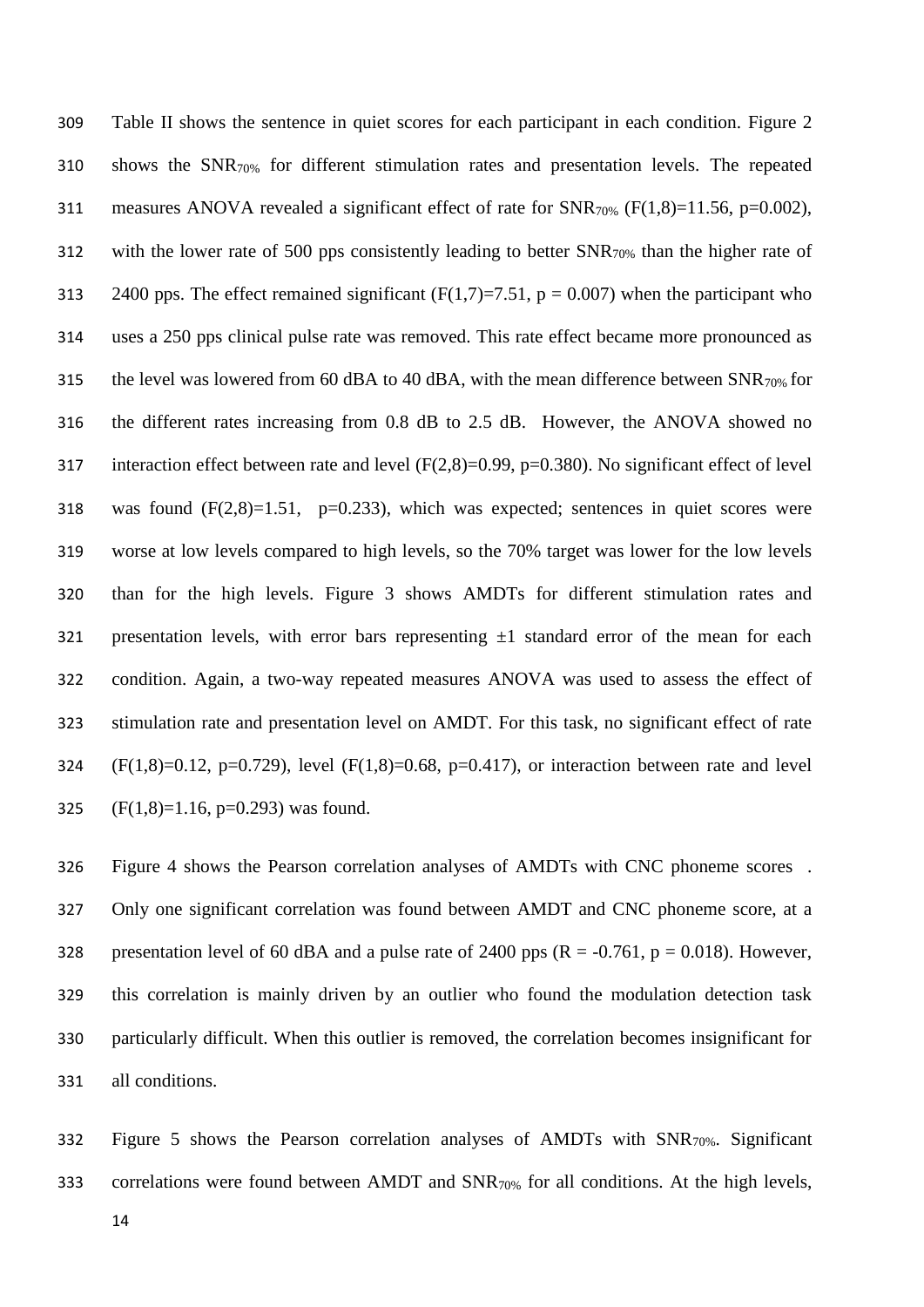Table II shows the sentence in quiet scores for each participant in each condition. Figure 2 shows the $SNR_{70\%}$ for different stimulation rates and presentation levels. The repeated measures ANOVA revealed a significant effect of rate for $SNR_{70\%}$ ($F(1,8)=11.56$, $p=0.002$), with the lower rate of 500 pps consistently leading to better $SNR_{70\%}$ than the higher rate of 2400 pps. The effect remained significant ($F(1,7)=7.51$, $p = 0.007$) when the participant who uses a 250 pps clinical pulse rate was removed. This rate effect became more pronounced as the level was lowered from 60 dBA to 40 dBA, with the mean difference between $SNR_{70\%}$ for the different rates increasing from 0.8 dB to 2.5 dB. However, the ANOVA showed no interaction effect between rate and level ($F(2,8)=0.99$, $p=0.380$). No significant effect of level was found ($F(2,8)=1.51$, $p=0.233$), which was expected; sentences in quiet scores were worse at low levels compared to high levels, so the 70% target was lower for the low levels than for the high levels. Figure 3 shows AMDTs for different stimulation rates and presentation levels, with error bars representing ±1 standard error of the mean for each condition. Again, a two-way repeated measures ANOVA was used to assess the effect of stimulation rate and presentation level on AMDT. For this task, no significant effect of rate ($F(1,8)=0.12$, $p=0.729$), level ($F(1,8)=0.68$, $p=0.417$), or interaction between rate and level ($F(1,8)=1.16$, $p=0.293$) was found.

Figure 4 shows the Pearson correlation analyses of AMDTs with CNC phoneme scores . Only one significant correlation was found between AMDT and CNC phoneme score, at a presentation level of 60 dBA and a pulse rate of 2400 pps ($R = -0.761$, $p = 0.018$). However, this correlation is mainly driven by an outlier who found the modulation detection task particularly difficult. When this outlier is removed, the correlation becomes insignificant for all conditions.

Figure 5 shows the Pearson correlation analyses of AMDTs with $SNR_{70\%}$. Significant correlations were found between AMDT and $SNR_{70\%}$ for all conditions. At the high levels,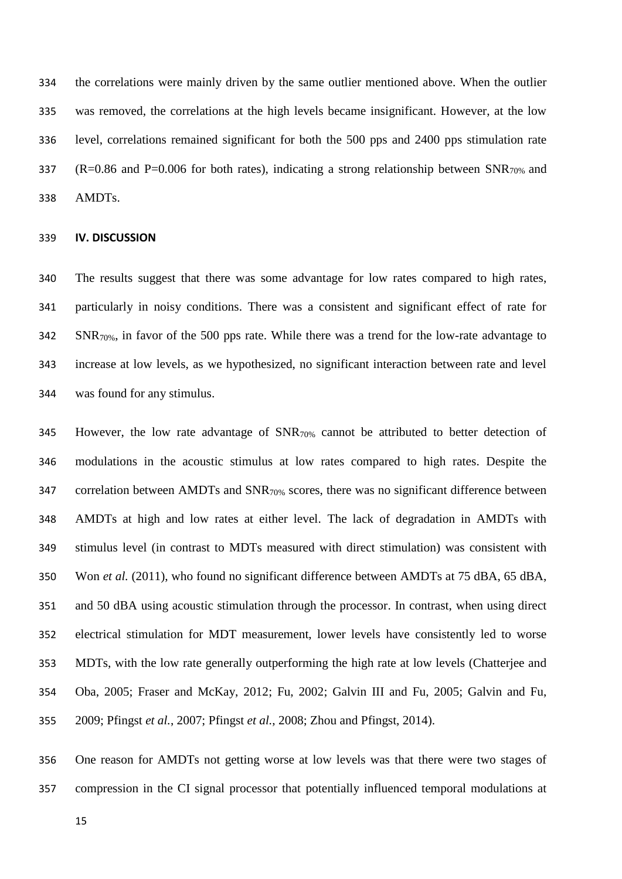the correlations were mainly driven by the same outlier mentioned above. When the outlier was removed, the correlations at the high levels became insignificant. However, at the low level, correlations remained significant for both the 500 pps and 2400 pps stimulation rate ($R=0.86$ and $P=0.006$ for both rates), indicating a strong relationship between $SNR_{70\%}$ and AMDTs.

## IV. DISCUSSION

The results suggest that there was some advantage for low rates compared to high rates, particularly in noisy conditions. There was a consistent and significant effect of rate for $SNR_{70\%}$, in favor of the 500 pps rate. While there was a trend for the low-rate advantage to increase at low levels, as we hypothesized, no significant interaction between rate and level was found for any stimulus.

However, the low rate advantage of $SNR_{70\%}$ cannot be attributed to better detection of modulations in the acoustic stimulus at low rates compared to high rates. Despite the correlation between AMDTs and $SNR_{70\%}$ scores, there was no significant difference between AMDTs at high and low rates at either level. The lack of degradation in AMDTs with stimulus level (in contrast to MDTs measured with direct stimulation) was consistent with Won *et al.* (2011), who found no significant difference between AMDTs at 75 dBA, 65 dBA, and 50 dBA using acoustic stimulation through the processor. In contrast, when using direct electrical stimulation for MDT measurement, lower levels have consistently led to worse MDTs, with the low rate generally outperforming the high rate at low levels (Chatterjee and Oba, 2005; Fraser and McKay, 2012; Fu, 2002; Galvin III and Fu, 2005; Galvin and Fu, 2009; Pfingst *et al.*, 2007; Pfingst *et al.*, 2008; Zhou and Pfingst, 2014).

One reason for AMDTs not getting worse at low levels was that there were two stages of compression in the CI signal processor that potentially influenced temporal modulations at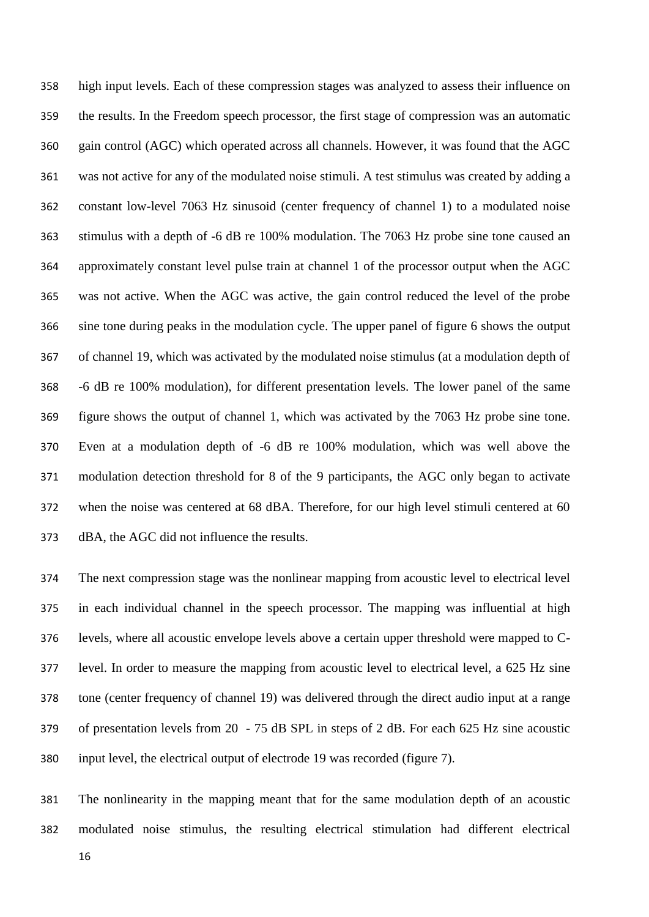high input levels. Each of these compression stages was analyzed to assess their influence on the results. In the Freedom speech processor, the first stage of compression was an automatic gain control (AGC) which operated across all channels. However, it was found that the AGC was not active for any of the modulated noise stimuli. A test stimulus was created by adding a constant low-level 7063 Hz sinusoid (center frequency of channel 1) to a modulated noise stimulus with a depth of -6 dB re 100% modulation. The 7063 Hz probe sine tone caused an approximately constant level pulse train at channel 1 of the processor output when the AGC was not active. When the AGC was active, the gain control reduced the level of the probe sine tone during peaks in the modulation cycle. The upper panel of figure 6 shows the output of channel 19, which was activated by the modulated noise stimulus (at a modulation depth of -6 dB re 100% modulation), for different presentation levels. The lower panel of the same figure shows the output of channel 1, which was activated by the 7063 Hz probe sine tone. Even at a modulation depth of -6 dB re 100% modulation, which was well above the modulation detection threshold for 8 of the 9 participants, the AGC only began to activate when the noise was centered at 68 dBA. Therefore, for our high level stimuli centered at 60 dBA, the AGC did not influence the results.

The next compression stage was the nonlinear mapping from acoustic level to electrical level in each individual channel in the speech processor. The mapping was influential at high levels, where all acoustic envelope levels above a certain upper threshold were mapped to C-level. In order to measure the mapping from acoustic level to electrical level, a 625 Hz sine tone (center frequency of channel 19) was delivered through the direct audio input at a range of presentation levels from 20 - 75 dB SPL in steps of 2 dB. For each 625 Hz sine acoustic input level, the electrical output of electrode 19 was recorded (figure 7).

The nonlinearity in the mapping meant that for the same modulation depth of an acoustic modulated noise stimulus, the resulting electrical stimulation had different electrical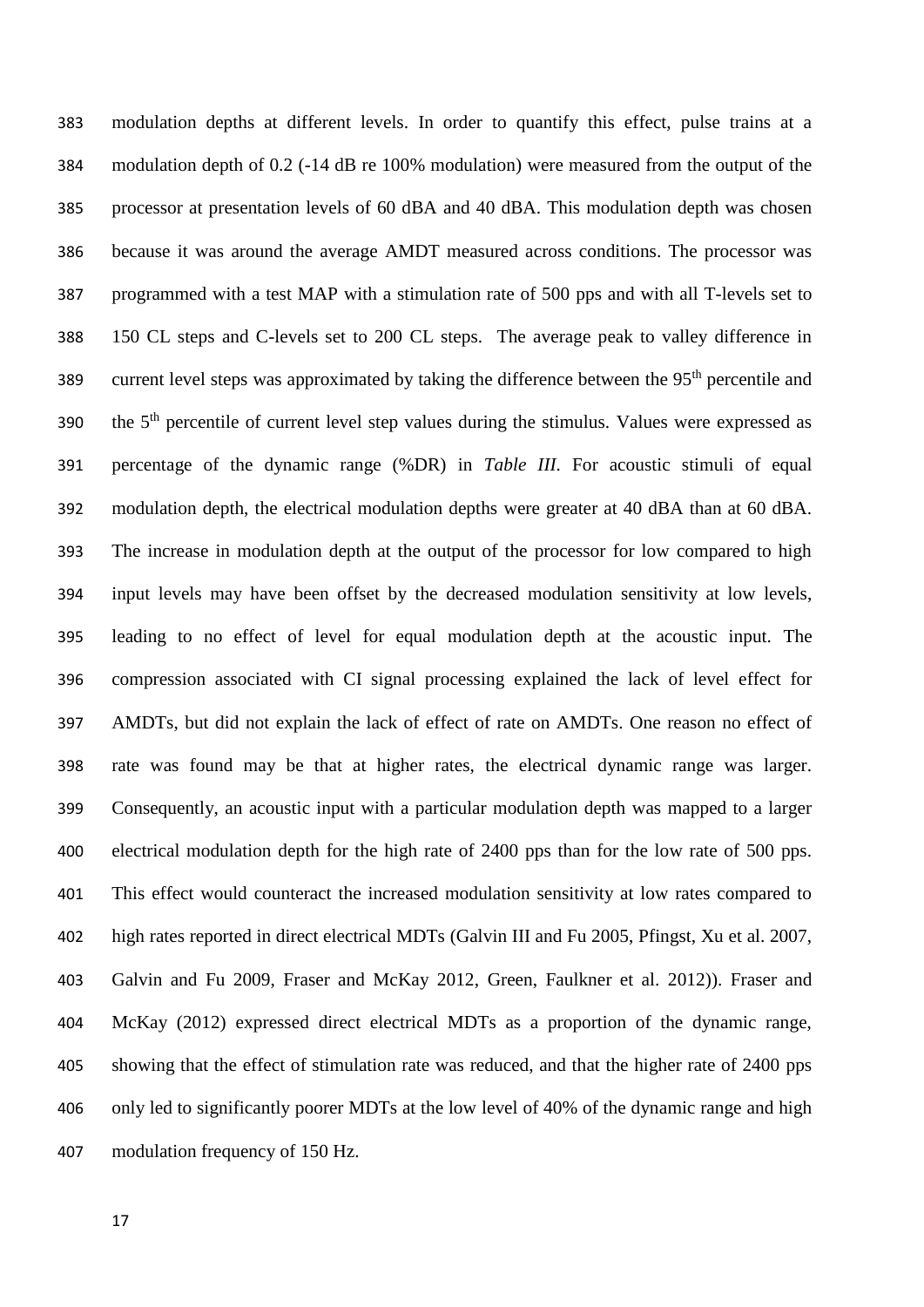modulation depths at different levels. In order to quantify this effect, pulse trains at a modulation depth of 0.2 (-14 dB re 100% modulation) were measured from the output of the processor at presentation levels of 60 dBA and 40 dBA. This modulation depth was chosen because it was around the average AMDT measured across conditions. The processor was programmed with a test MAP with a stimulation rate of 500 pps and with all T-levels set to 150 CL steps and C-levels set to 200 CL steps. The average peak to valley difference in current level steps was approximated by taking the difference between the 95th percentile and the 5th percentile of current level step values during the stimulus. Values were expressed as percentage of the dynamic range (%DR) in *Table III*. For acoustic stimuli of equal modulation depth, the electrical modulation depths were greater at 40 dBA than at 60 dBA. The increase in modulation depth at the output of the processor for low compared to high input levels may have been offset by the decreased modulation sensitivity at low levels, leading to no effect of level for equal modulation depth at the acoustic input. The compression associated with CI signal processing explained the lack of level effect for AMDTs, but did not explain the lack of effect of rate on AMDTs. One reason no effect of rate was found may be that at higher rates, the electrical dynamic range was larger. Consequently, an acoustic input with a particular modulation depth was mapped to a larger electrical modulation depth for the high rate of 2400 pps than for the low rate of 500 pps. This effect would counteract the increased modulation sensitivity at low rates compared to high rates reported in direct electrical MDTs (Galvin III and Fu 2005, Pfingst, Xu et al. 2007, Galvin and Fu 2009, Fraser and McKay 2012, Green, Faulkner et al. 2012)). Fraser and McKay (2012) expressed direct electrical MDTs as a proportion of the dynamic range, showing that the effect of stimulation rate was reduced, and that the higher rate of 2400 pps only led to significantly poorer MDTs at the low level of 40% of the dynamic range and high modulation frequency of 150 Hz.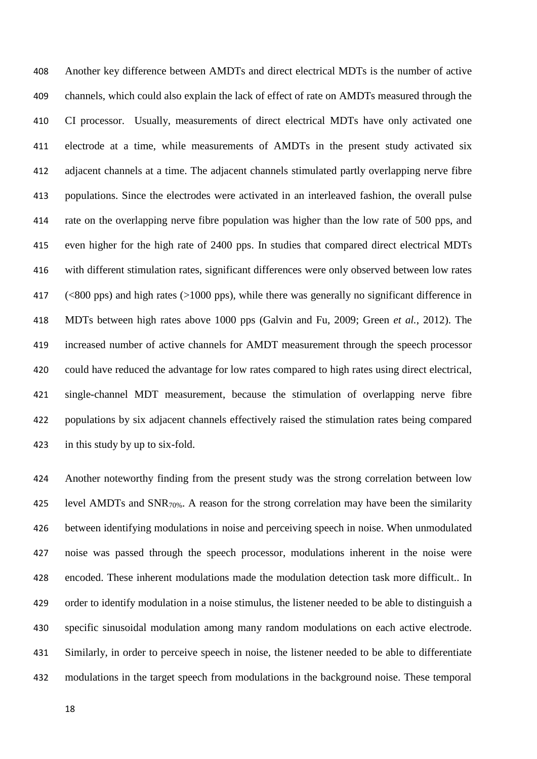Another key difference between AMDTs and direct electrical MDTs is the number of active channels, which could also explain the lack of effect of rate on AMDTs measured through the CI processor. Usually, measurements of direct electrical MDTs have only activated one electrode at a time, while measurements of AMDTs in the present study activated six adjacent channels at a time. The adjacent channels stimulated partly overlapping nerve fibre populations. Since the electrodes were activated in an interleaved fashion, the overall pulse rate on the overlapping nerve fibre population was higher than the low rate of 500 pps, and even higher for the high rate of 2400 pps. In studies that compared direct electrical MDTs with different stimulation rates, significant differences were only observed between low rates (<800 pps) and high rates (>1000 pps), while there was generally no significant difference in MDTs between high rates above 1000 pps (Galvin and Fu, 2009; Green *et al.*, 2012). The increased number of active channels for AMDT measurement through the speech processor could have reduced the advantage for low rates compared to high rates using direct electrical, single-channel MDT measurement, because the stimulation of overlapping nerve fibre populations by six adjacent channels effectively raised the stimulation rates being compared in this study by up to six-fold.

Another noteworthy finding from the present study was the strong correlation between low level AMDTs and $SNR_{70\%}$. A reason for the strong correlation may have been the similarity between identifying modulations in noise and perceiving speech in noise. When unmodulated noise was passed through the speech processor, modulations inherent in the noise were encoded. These inherent modulations made the modulation detection task more difficult.. In order to identify modulation in a noise stimulus, the listener needed to be able to distinguish a specific sinusoidal modulation among many random modulations on each active electrode. Similarly, in order to perceive speech in noise, the listener needed to be able to differentiate modulations in the target speech from modulations in the background noise. These temporal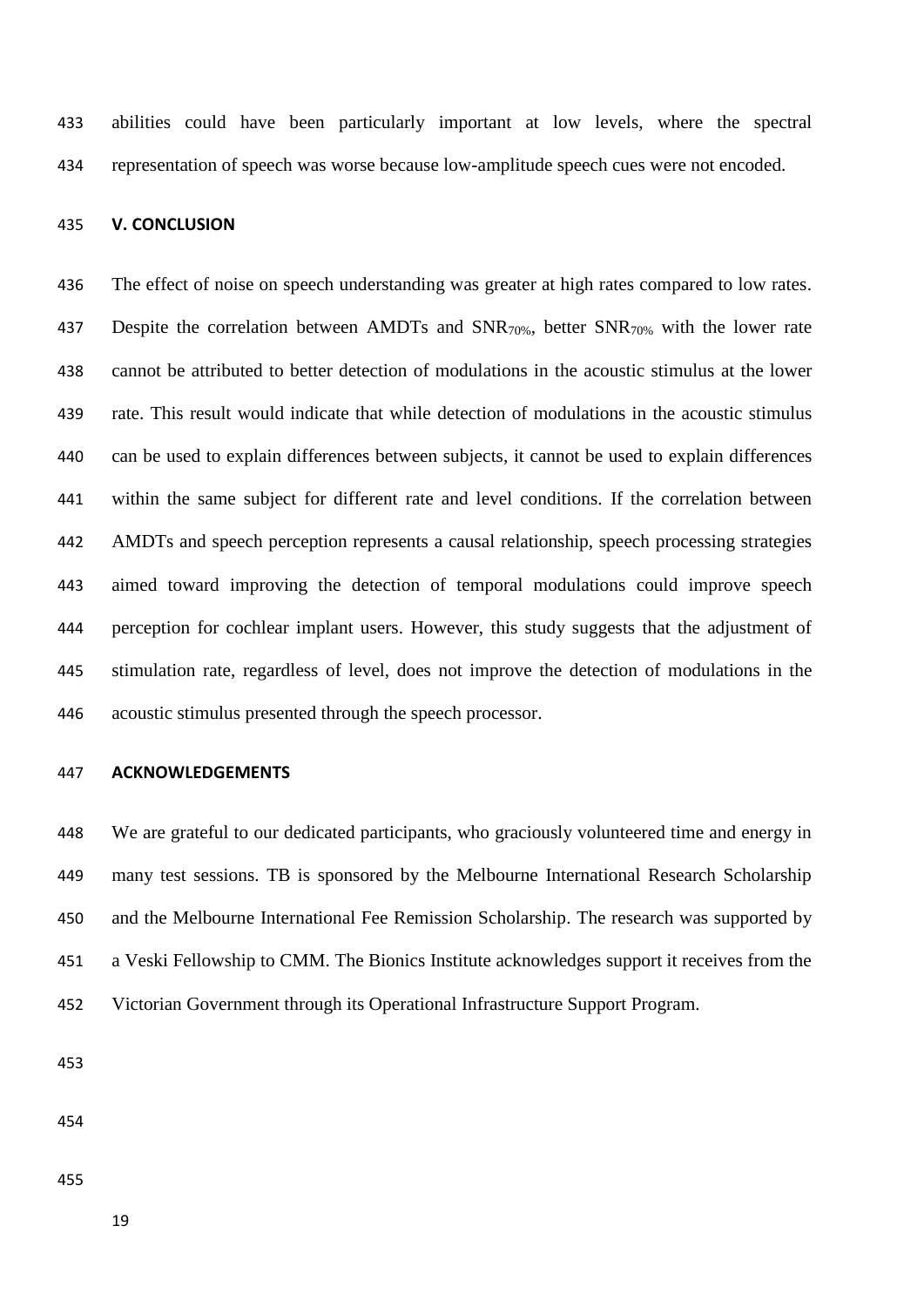abilities could have been particularly important at low levels, where the spectral representation of speech was worse because low-amplitude speech cues were not encoded.

## V. CONCLUSION

The effect of noise on speech understanding was greater at high rates compared to low rates. Despite the correlation between AMDTs and $SNR_{70\%}$, better $SNR_{70\%}$ with the lower rate cannot be attributed to better detection of modulations in the acoustic stimulus at the lower rate. This result would indicate that while detection of modulations in the acoustic stimulus can be used to explain differences between subjects, it cannot be used to explain differences within the same subject for different rate and level conditions. If the correlation between AMDTs and speech perception represents a causal relationship, speech processing strategies aimed toward improving the detection of temporal modulations could improve speech perception for cochlear implant users. However, this study suggests that the adjustment of stimulation rate, regardless of level, does not improve the detection of modulations in the acoustic stimulus presented through the speech processor.

## ACKNOWLEDGEMENTS

We are grateful to our dedicated participants, who graciously volunteered time and energy in many test sessions. TB is sponsored by the Melbourne International Research Scholarship and the Melbourne International Fee Remission Scholarship. The research was supported by a Veski Fellowship to CMM. The Bionics Institute acknowledges support it receives from the Victorian Government through its Operational Infrastructure Support Program.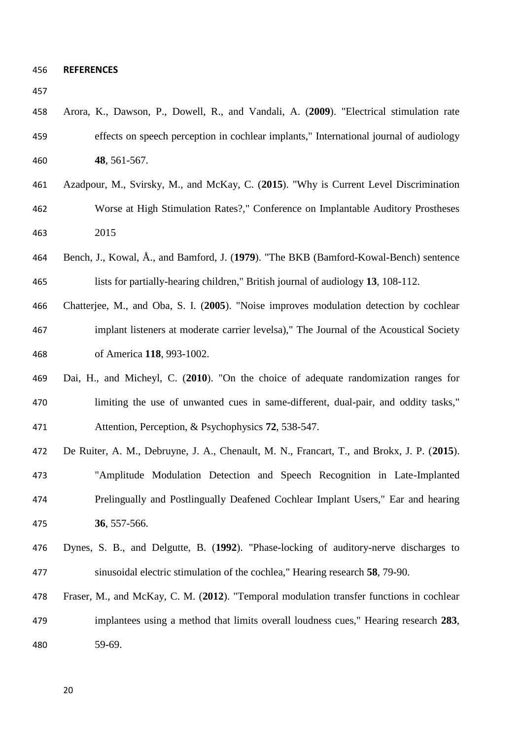## REFERENCES

Arora, K., Dawson, P., Dowell, R., and Vandali, A. (**2009**). "Electrical stimulation rate effects on speech perception in cochlear implants," International journal of audiology **48**, 561-567.

Azadpour, M., Svirsky, M., and McKay, C. (**2015**). "Why is Current Level Discrimination Worse at High Stimulation Rates?," Conference on Implantable Auditory Prostheses 2015

Bench, J., Kowal, Å., and Bamford, J. (**1979**). "The BKB (Bamford-Kowal-Bench) sentence lists for partially-hearing children," British journal of audiology **13**, 108-112.

Chatterjee, M., and Oba, S. I. (**2005**). "Noise improves modulation detection by cochlear implant listeners at moderate carrier levelsa)," The Journal of the Acoustical Society of America **118**, 993-1002.

Dai, H., and Micheyl, C. (**2010**). "On the choice of adequate randomization ranges for limiting the use of unwanted cues in same-different, dual-pair, and oddity tasks," Attention, Perception, & Psychophysics **72**, 538-547.

De Ruiter, A. M., Debruyne, J. A., Chenault, M. N., Francart, T., and Brokx, J. P. (**2015**). "Amplitude Modulation Detection and Speech Recognition in Late-Implanted Prelingually and Postlingually Deafened Cochlear Implant Users," Ear and hearing **36**, 557-566.

Dynes, S. B., and Delgutte, B. (**1992**). "Phase-locking of auditory-nerve discharges to sinusoidal electric stimulation of the cochlea," Hearing research **58**, 79-90.

Fraser, M., and McKay, C. M. (**2012**). "Temporal modulation transfer functions in cochlear implantees using a method that limits overall loudness cues," Hearing research **283**, 59-69.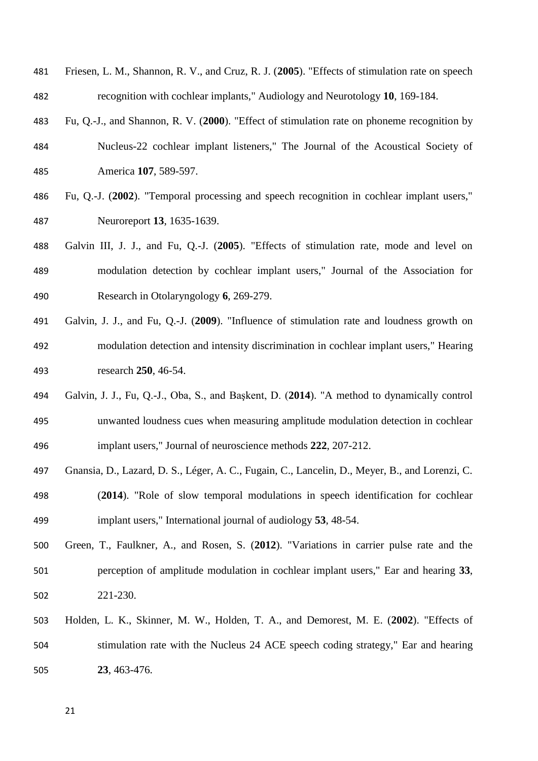Friesen, L. M., Shannon, R. V., and Cruz, R. J. (**2005**). "Effects of stimulation rate on speech recognition with cochlear implants," Audiology and Neurotology **10**, 169-184.

Fu, Q.-J., and Shannon, R. V. (**2000**). "Effect of stimulation rate on phoneme recognition by Nucleus-22 cochlear implant listeners," The Journal of the Acoustical Society of America **107**, 589-597.

Fu, Q.-J. (**2002**). "Temporal processing and speech recognition in cochlear implant users," Neuroreport **13**, 1635-1639.

Galvin III, J. J., and Fu, Q.-J. (**2005**). "Effects of stimulation rate, mode and level on modulation detection by cochlear implant users," Journal of the Association for Research in Otolaryngology **6**, 269-279.

Galvin, J. J., and Fu, Q.-J. (**2009**). "Influence of stimulation rate and loudness growth on modulation detection and intensity discrimination in cochlear implant users," Hearing research **250**, 46-54.

Galvin, J. J., Fu, Q.-J., Oba, S., and Başkent, D. (**2014**). "A method to dynamically control unwanted loudness cues when measuring amplitude modulation detection in cochlear implant users," Journal of neuroscience methods **222**, 207-212.

Gnansia, D., Lazard, D. S., Léger, A. C., Fugain, C., Lancelin, D., Meyer, B., and Lorenzi, C. (**2014**). "Role of slow temporal modulations in speech identification for cochlear implant users," International journal of audiology **53**, 48-54.

Green, T., Faulkner, A., and Rosen, S. (**2012**). "Variations in carrier pulse rate and the perception of amplitude modulation in cochlear implant users," Ear and hearing **33**, 221-230.

Holden, L. K., Skinner, M. W., Holden, T. A., and Demorest, M. E. (**2002**). "Effects of stimulation rate with the Nucleus 24 ACE speech coding strategy," Ear and hearing **23**, 463-476.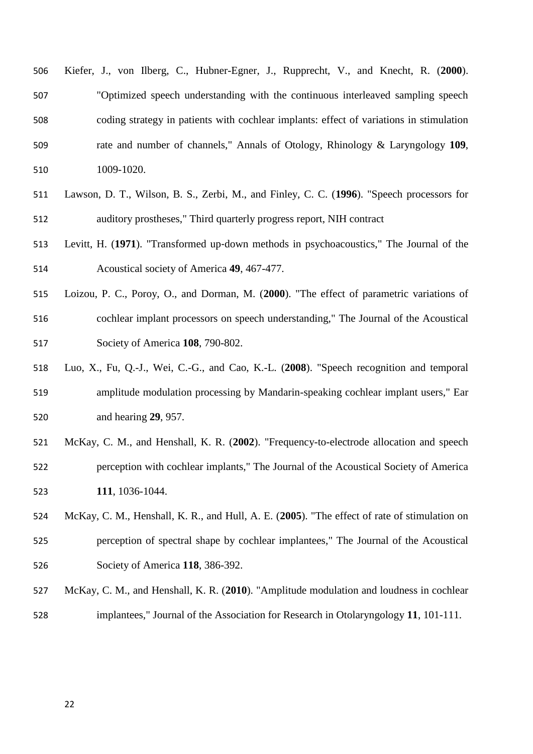Kiefer, J., von Ilberg, C., Hubner-Egner, J., Rupprecht, V., and Knecht, R. (**2000**). "Optimized speech understanding with the continuous interleaved sampling speech coding strategy in patients with cochlear implants: effect of variations in stimulation rate and number of channels," Annals of Otology, Rhinology & Laryngology **109**, 1009-1020.

Lawson, D. T., Wilson, B. S., Zerbi, M., and Finley, C. C. (**1996**). "Speech processors for auditory prostheses," Third quarterly progress report, NIH contract

Levitt, H. (**1971**). "Transformed up-down methods in psychoacoustics," The Journal of the Acoustical society of America **49**, 467-477.

Loizou, P. C., Poroy, O., and Dorman, M. (**2000**). "The effect of parametric variations of cochlear implant processors on speech understanding," The Journal of the Acoustical Society of America **108**, 790-802.

Luo, X., Fu, Q.-J., Wei, C.-G., and Cao, K.-L. (**2008**). "Speech recognition and temporal amplitude modulation processing by Mandarin-speaking cochlear implant users," Ear and hearing **29**, 957.

McKay, C. M., and Henshall, K. R. (**2002**). "Frequency-to-electrode allocation and speech perception with cochlear implants," The Journal of the Acoustical Society of America **111**, 1036-1044.

McKay, C. M., Henshall, K. R., and Hull, A. E. (**2005**). "The effect of rate of stimulation on perception of spectral shape by cochlear implantees," The Journal of the Acoustical Society of America **118**, 386-392.

McKay, C. M., and Henshall, K. R. (**2010**). "Amplitude modulation and loudness in cochlear implantees," Journal of the Association for Research in Otolaryngology **11**, 101-111.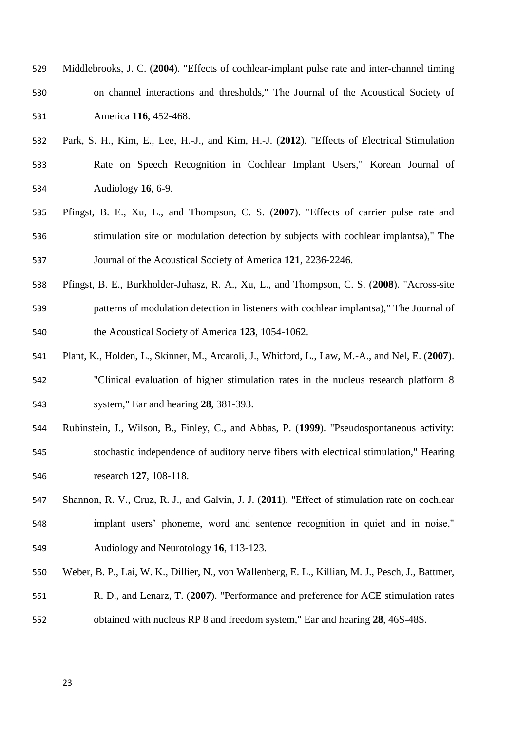Middlebrooks, J. C. (**2004**). "Effects of cochlear-implant pulse rate and inter-channel timing on channel interactions and thresholds," The Journal of the Acoustical Society of America **116**, 452-468.

Park, S. H., Kim, E., Lee, H.-J., and Kim, H.-J. (**2012**). "Effects of Electrical Stimulation Rate on Speech Recognition in Cochlear Implant Users," Korean Journal of Audiology **16**, 6-9.

Pfingst, B. E., Xu, L., and Thompson, C. S. (**2007**). "Effects of carrier pulse rate and stimulation site on modulation detection by subjects with cochlear implantsa)," The Journal of the Acoustical Society of America **121**, 2236-2246.

Pfingst, B. E., Burkholder-Juhasz, R. A., Xu, L., and Thompson, C. S. (**2008**). "Across-site patterns of modulation detection in listeners with cochlear implantsa)," The Journal of the Acoustical Society of America **123**, 1054-1062.

Plant, K., Holden, L., Skinner, M., Arcaroli, J., Whitford, L., Law, M.-A., and Nel, E. (**2007**). "Clinical evaluation of higher stimulation rates in the nucleus research platform 8 system," Ear and hearing **28**, 381-393.

Rubinstein, J., Wilson, B., Finley, C., and Abbas, P. (**1999**). "Pseudospontaneous activity: stochastic independence of auditory nerve fibers with electrical stimulation," Hearing research **127**, 108-118.

Shannon, R. V., Cruz, R. J., and Galvin, J. J. (**2011**). "Effect of stimulation rate on cochlear implant users' phoneme, word and sentence recognition in quiet and in noise," Audiology and Neurotology **16**, 113-123.

Weber, B. P., Lai, W. K., Dillier, N., von Wallenberg, E. L., Killian, M. J., Pesch, J., Battmer, R. D., and Lenarz, T. (**2007**). "Performance and preference for ACE stimulation rates obtained with nucleus RP 8 and freedom system," Ear and hearing **28**, 46S-48S.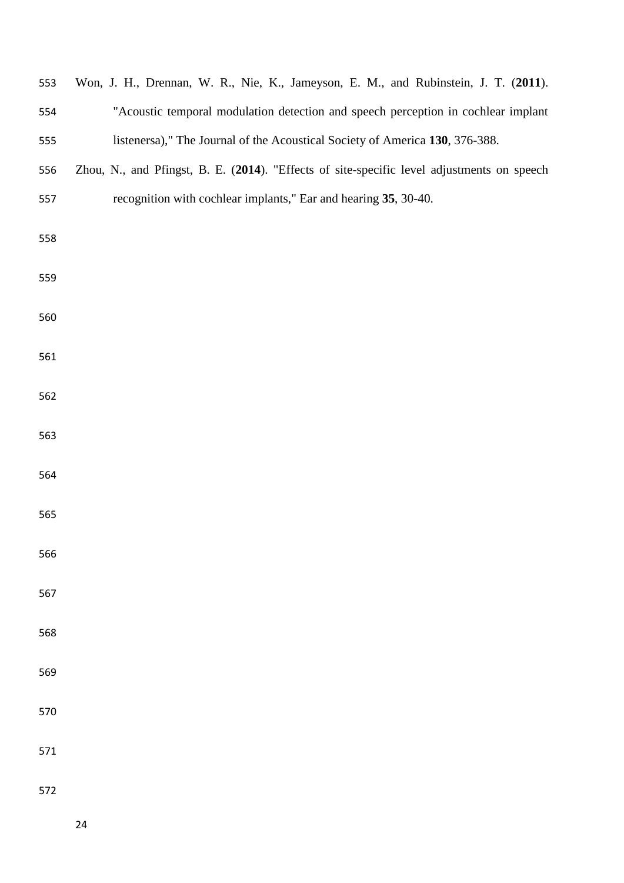Won, J. H., Drennan, W. R., Nie, K., Jameyson, E. M., and Rubinstein, J. T. (**2011**). "Acoustic temporal modulation detection and speech perception in cochlear implant listenersa)," The Journal of the Acoustical Society of America **130**, 376-388.

Zhou, N., and Pfingst, B. E. (**2014**). "Effects of site-specific level adjustments on speech recognition with cochlear implants," Ear and hearing **35**, 30-40.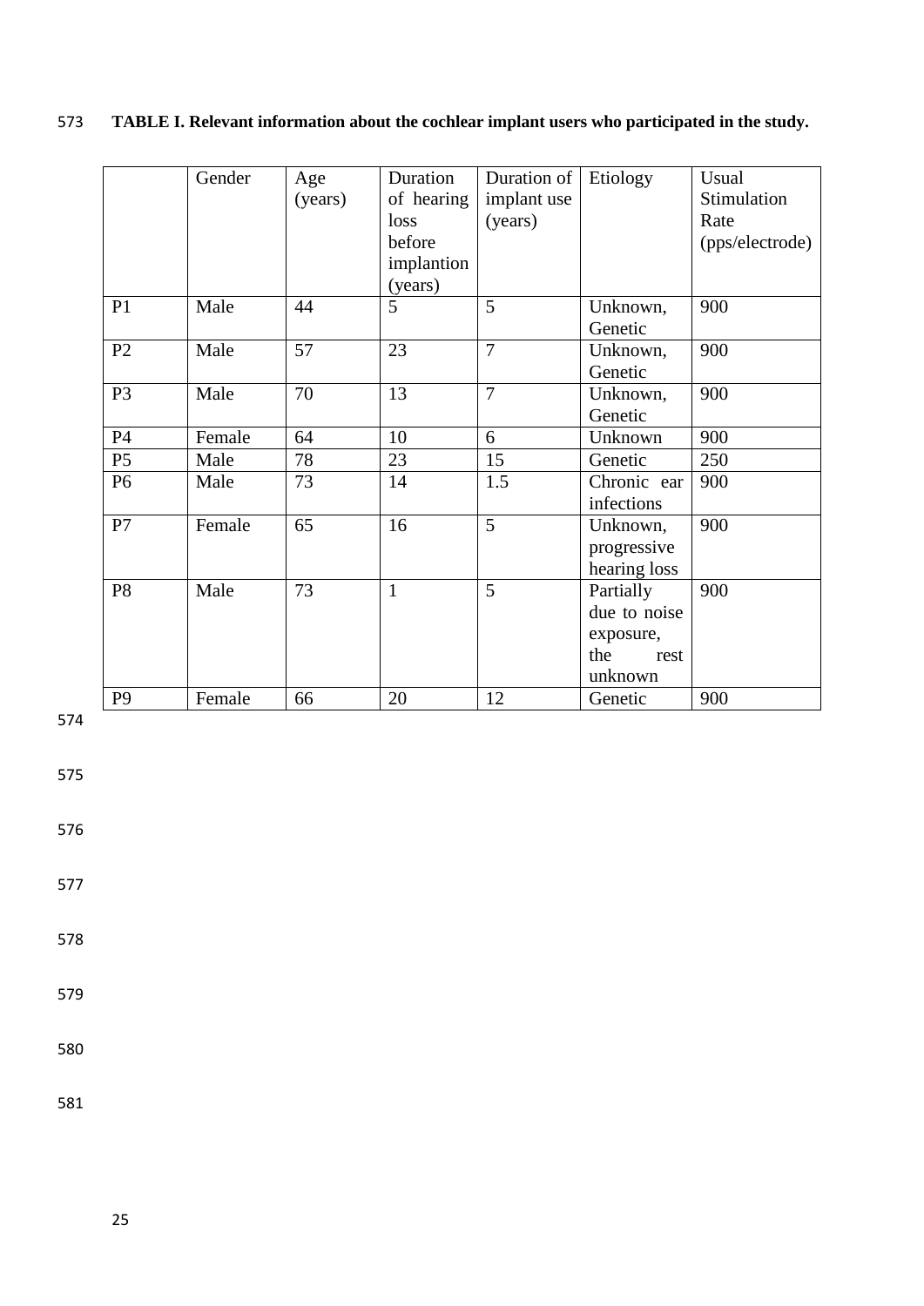**TABLE I. Relevant information about the cochlear implant users who participated in the study.**

| | Gender | Age (years) | Duration of hearing loss before implantion (years) | Duration of implant use (years) | Etiology | Usual Stimulation Rate (pps/electrode) |
|---|---|---|---|---|---|---|
| P1 | Male | 44 | 5 | 5 | Unknown, Genetic | 900 |
| P2 | Male | 57 | 23 | 7 | Unknown, Genetic | 900 |
| P3 | Male | 70 | 13 | 7 | Unknown, Genetic | 900 |
| P4 | Female | 64 | 10 | 6 | Unknown | 900 |
| P5 | Male | 78 | 23 | 15 | Genetic | 250 |
| P6 | Male | 73 | 14 | 1.5 | Chronic ear infections | 900 |
| P7 | Female | 65 | 16 | 5 | Unknown, progressive hearing loss | 900 |
| P8 | Male | 73 | 1 | 5 | Partially due to noise exposure, the rest unknown | 900 |
| P9 | Female | 66 | 20 | 12 | Genetic | 900 |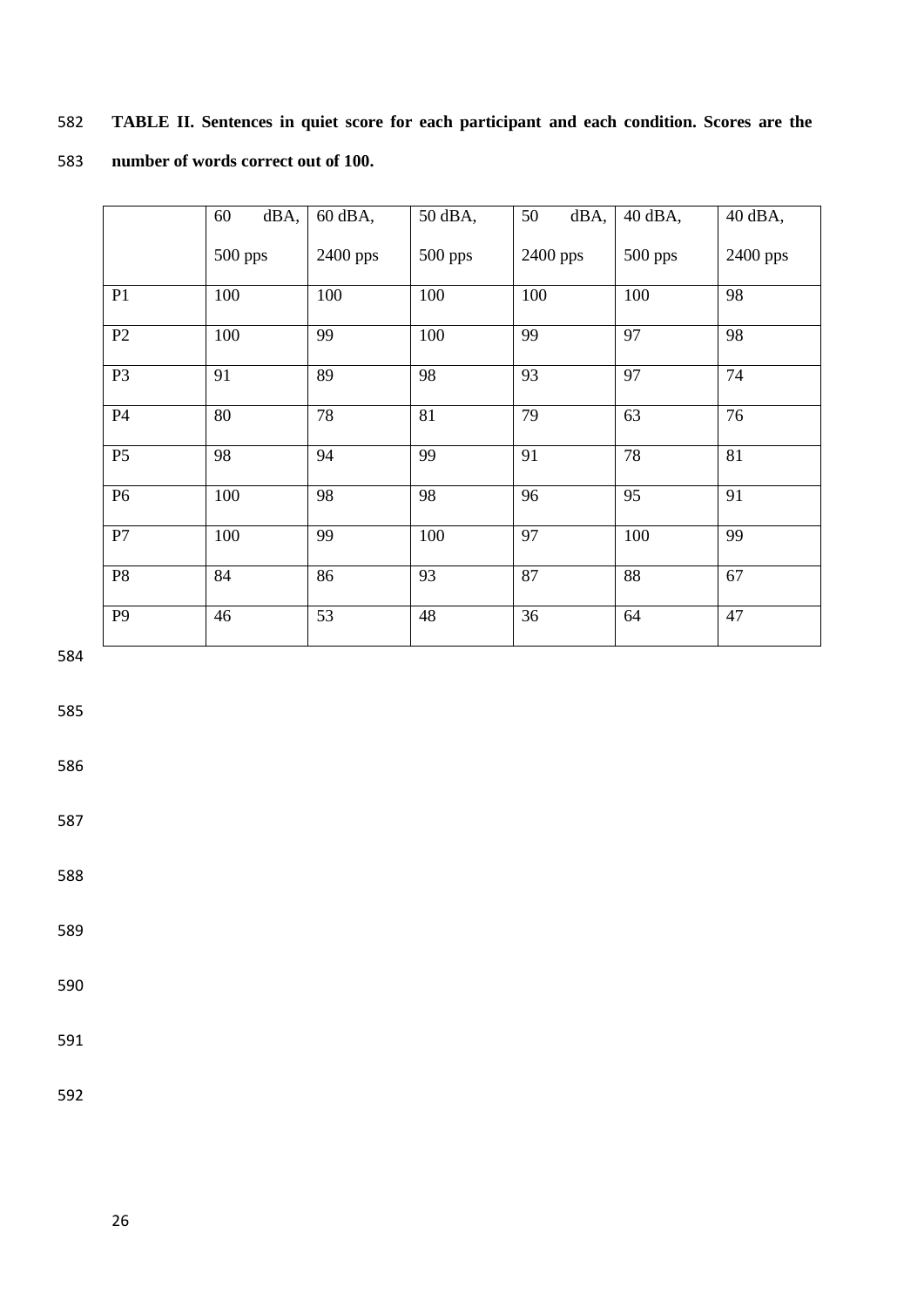**TABLE II. Sentences in quiet score for each participant and each condition. Scores are the number of words correct out of 100.**

| | 60 dBA, 500 pps | 60 dBA, 2400 pps | 50 dBA, 500 pps | 50 dBA, 2400 pps | 40 dBA, 500 pps | 40 dBA, 2400 pps |
|---|---|---|---|---|---|---|
| P1 | 100 | 100 | 100 | 100 | 100 | 98 |
| P2 | 100 | 99 | 100 | 99 | 97 | 98 |
| P3 | 91 | 89 | 98 | 93 | 97 | 74 |
| P4 | 80 | 78 | 81 | 79 | 63 | 76 |
| P5 | 98 | 94 | 99 | 91 | 78 | 81 |
| P6 | 100 | 98 | 98 | 96 | 95 | 91 |
| P7 | 100 | 99 | 100 | 97 | 100 | 99 |
| P8 | 84 | 86 | 93 | 87 | 88 | 67 |
| P9 | 46 | 53 | 48 | 36 | 64 | 47 |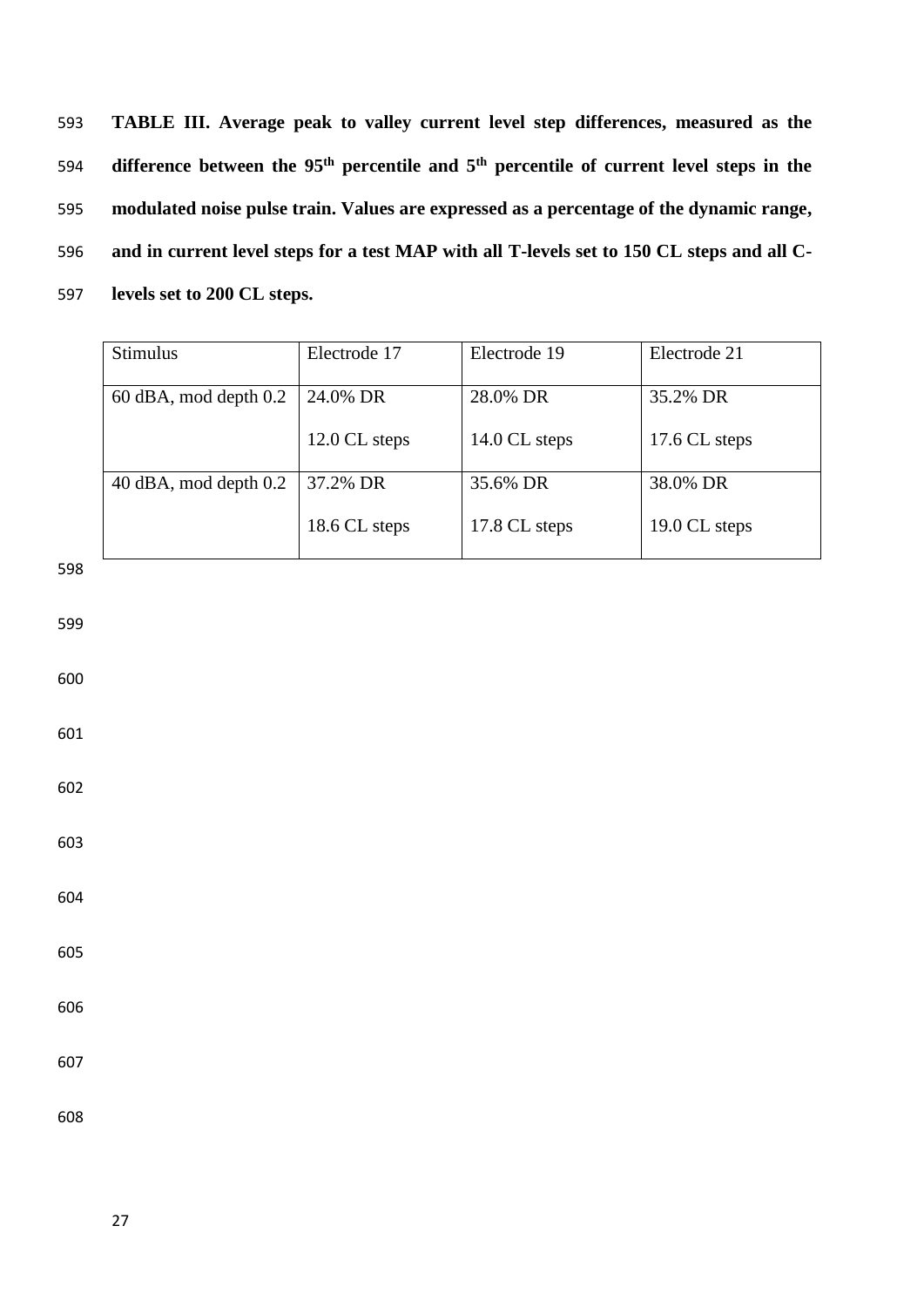**TABLE III. Average peak to valley current level step differences, measured as the difference between the 95$^{th}$ percentile and 5$^{th}$ percentile of current level steps in the modulated noise pulse train. Values are expressed as a percentage of the dynamic range, and in current level steps for a test MAP with all T-levels set to 150 CL steps and all C-levels set to 200 CL steps.**

| Stimulus | Electrode 17 | Electrode 19 | Electrode 21 |
|---|---|---|---|
| 60 dBA, mod depth 0.2 | 24.0% DR<br>12.0 CL steps | 28.0% DR<br>14.0 CL steps | 35.2% DR<br>17.6 CL steps |
| 40 dBA, mod depth 0.2 | 37.2% DR<br>18.6 CL steps | 35.6% DR<br>17.8 CL steps | 38.0% DR<br>19.0 CL steps |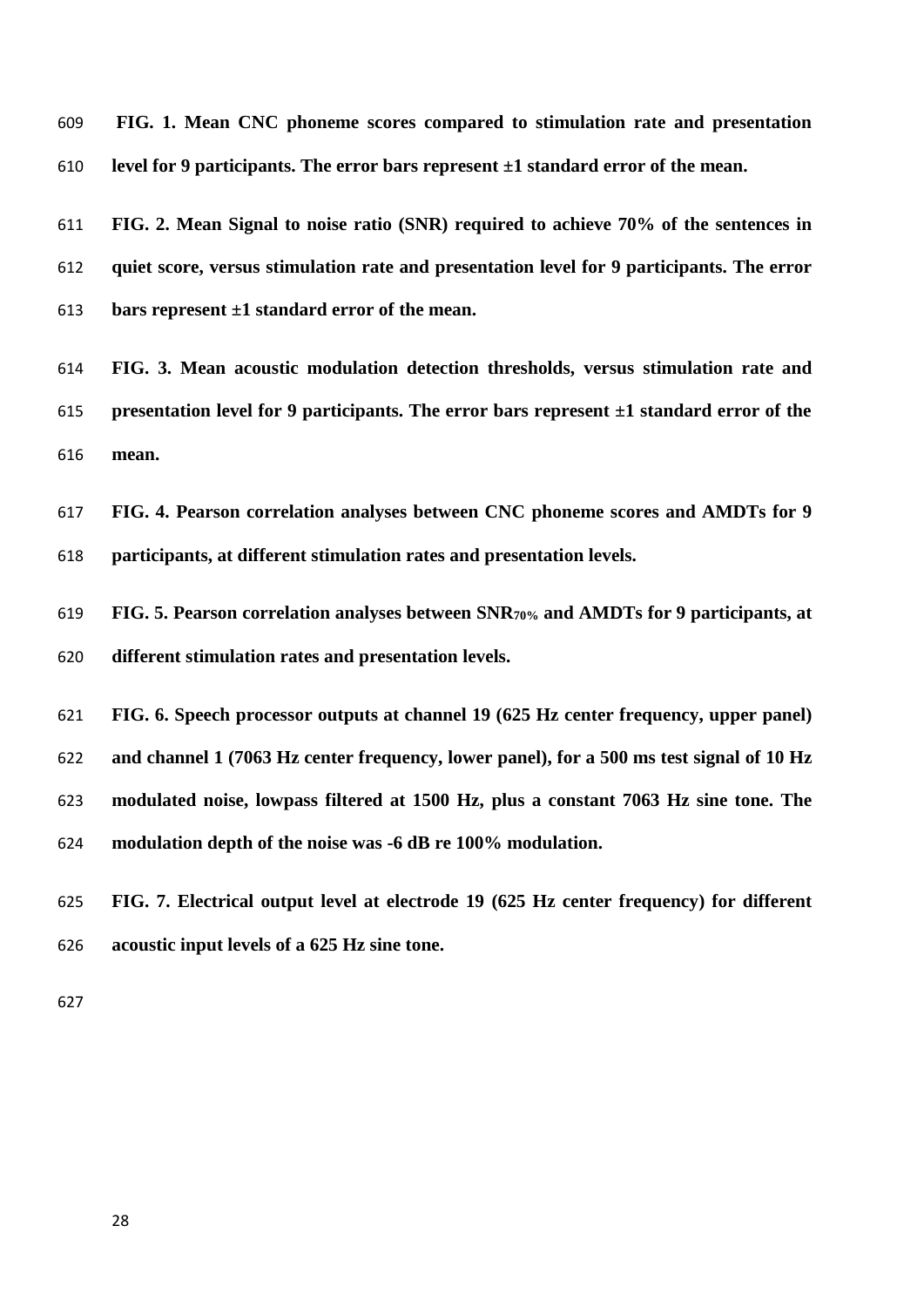**FIG. 1. Mean CNC phoneme scores compared to stimulation rate and presentation level for 9 participants. The error bars represent ±1 standard error of the mean.**

**FIG. 2. Mean Signal to noise ratio (SNR) required to achieve 70% of the sentences in quiet score, versus stimulation rate and presentation level for 9 participants. The error bars represent ±1 standard error of the mean.**

**FIG. 3. Mean acoustic modulation detection thresholds, versus stimulation rate and presentation level for 9 participants. The error bars represent ±1 standard error of the mean.**

**FIG. 4. Pearson correlation analyses between CNC phoneme scores and AMDTs for 9 participants, at different stimulation rates and presentation levels.**

**FIG. 5. Pearson correlation analyses between $SNR_{70\%}$ and AMDTs for 9 participants, at different stimulation rates and presentation levels.**

**FIG. 6. Speech processor outputs at channel 19 (625 Hz center frequency, upper panel) and channel 1 (7063 Hz center frequency, lower panel), for a 500 ms test signal of 10 Hz modulated noise, lowpass filtered at 1500 Hz, plus a constant 7063 Hz sine tone. The modulation depth of the noise was -6 dB re 100% modulation.**

**FIG. 7. Electrical output level at electrode 19 (625 Hz center frequency) for different acoustic input levels of a 625 Hz sine tone.**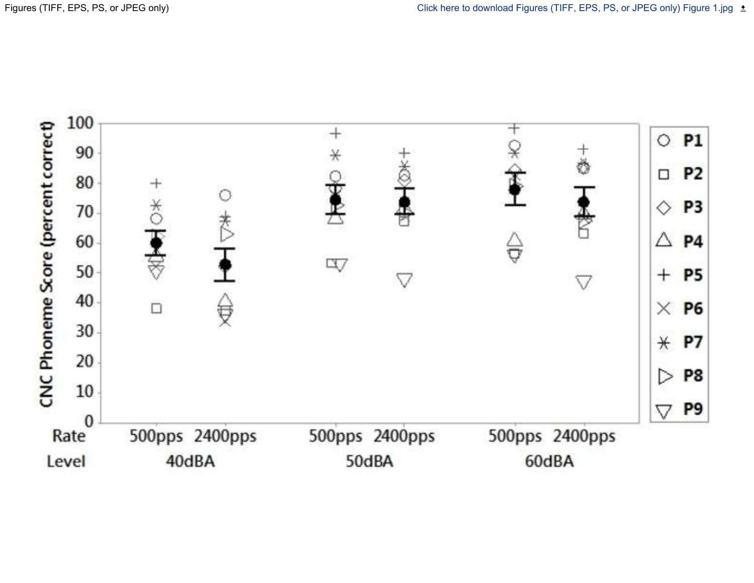Figures (TIFF, EPS, PS, or JPEG only)

Click here to download Figures (TIFF, EPS, PS, or JPEG only) Figure 1.jpg

CNC Phoneme Score (percent correct)

| Rate | 500pps | 2400pps | 500pps | 2400pps | 500pps | 2400pps |
| --- | --- | --- | --- | --- | --- | --- |
| Level | 40dBA | | 50dBA | | 60dBA | |

P1 P2 P3 P4 P5 P6 P7 P8 P9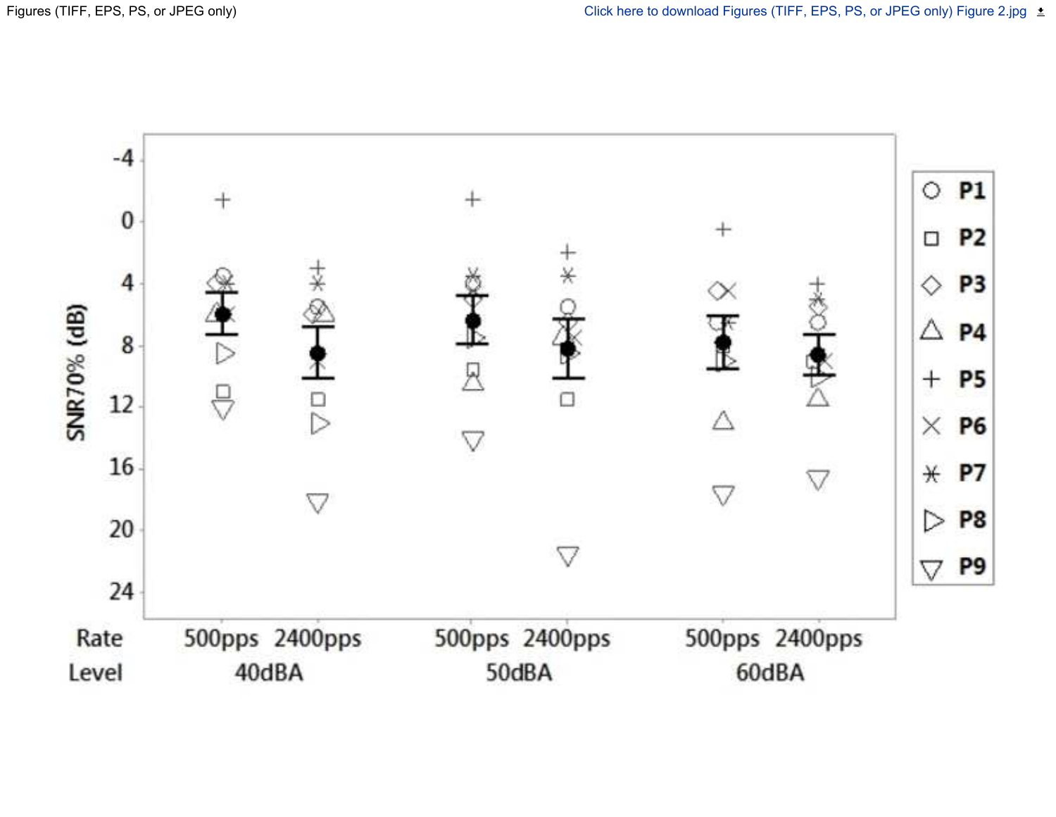Figures (TIFF, EPS, PS, or JPEG only) Click here to download Figures (TIFF, EPS, PS, or JPEG only) Figure 2.jpg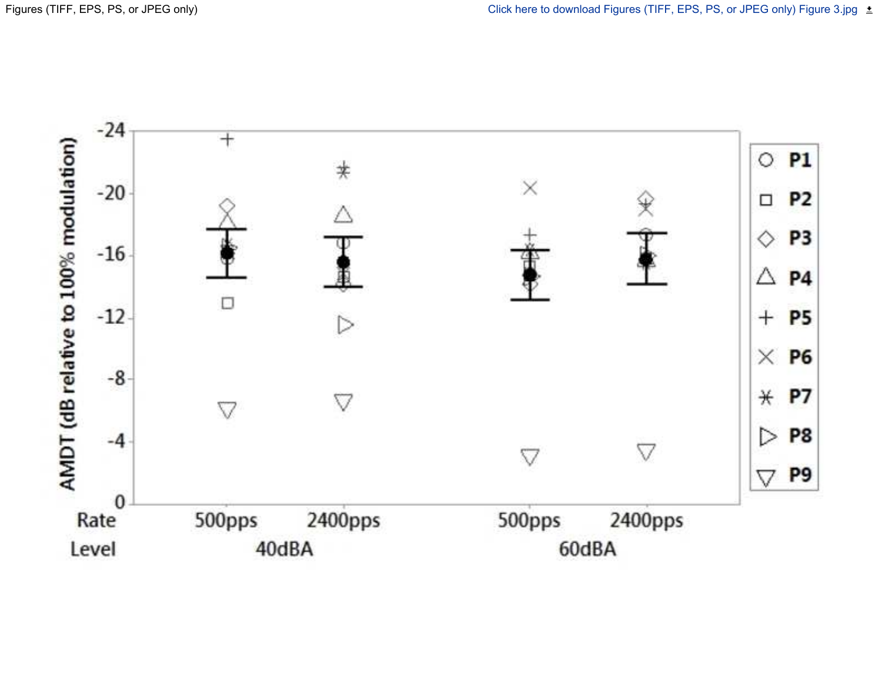Figures (TIFF, EPS, PS, or JPEG only)

Click here to download Figures (TIFF, EPS, PS, or JPEG only) Figure 3.jpg

AMDT (dB relative to 100% modulation)

-24, -20, -16, -12, -8, -4, 0

| Rate | 500pps | 2400pps | 500pps | 2400pps |
| --- | --- | --- | --- | --- |
| Level | 40dBA | | 60dBA | |

P1, P2, P3, P4, P5, P6, P7, P8, P9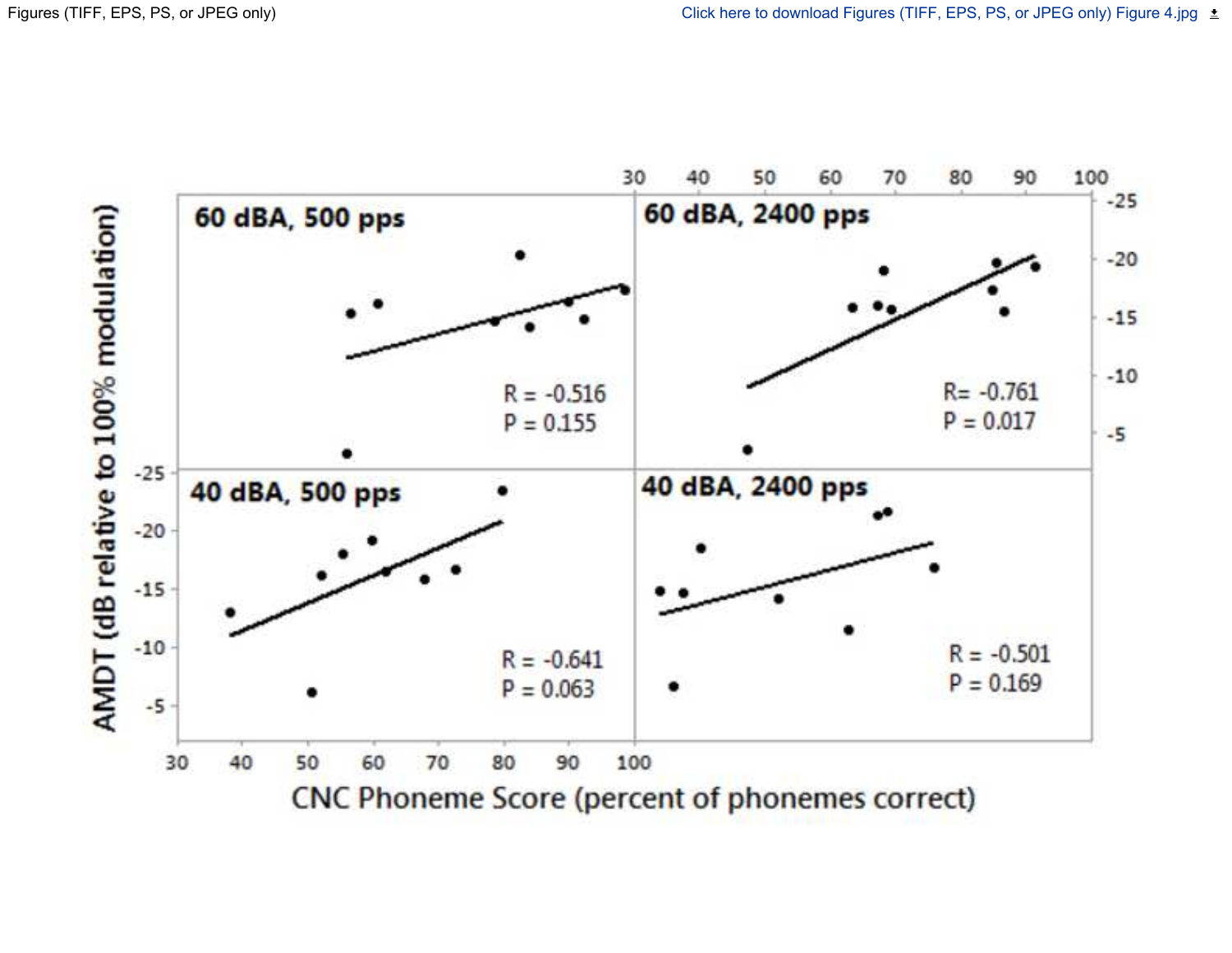Figures (TIFF, EPS, PS, or JPEG only)

Click here to download Figures (TIFF, EPS, PS, or JPEG only) Figure 4.jpg

60 dBA, 500 pps

R = -0.516
P = 0.155

60 dBA, 2400 pps

R= -0.761
P = 0.017

40 dBA, 500 pps

R = -0.641
P = 0.063

40 dBA, 2400 pps

R = -0.501
P = 0.169

AMDT (dB relative to 100% modulation)

CNC Phoneme Score (percent of phonemes correct)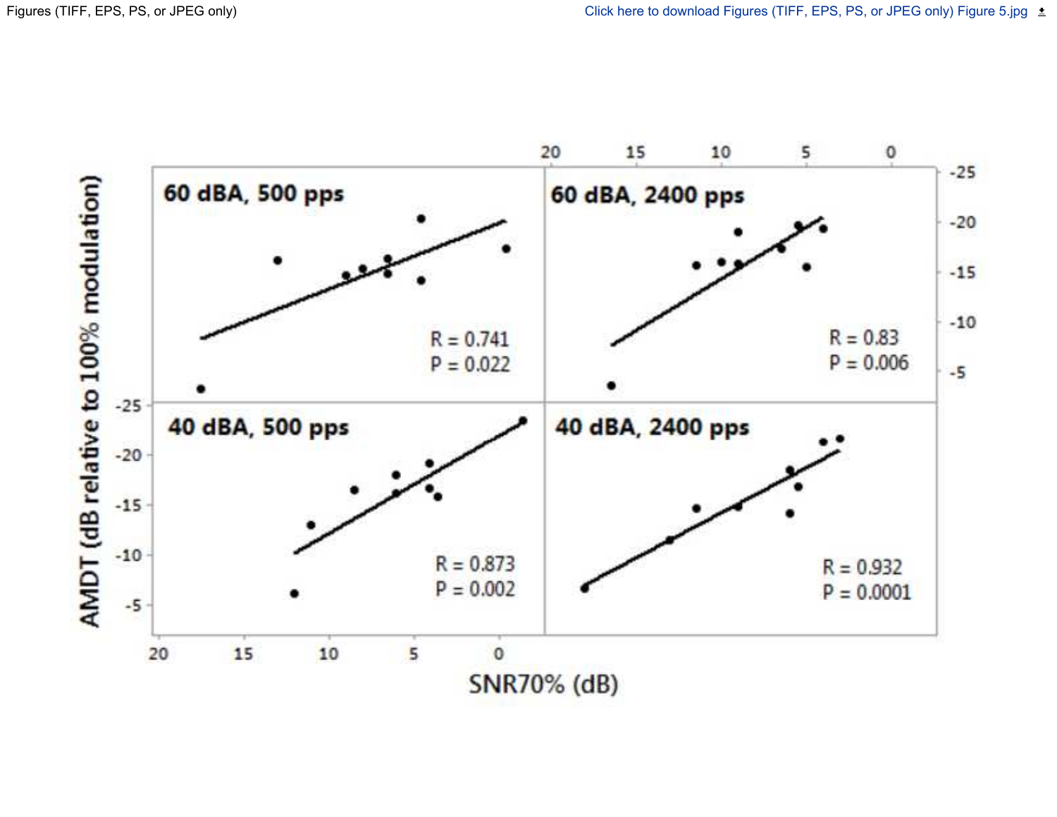Figures (TIFF, EPS, PS, or JPEG only)

Click here to download Figures (TIFF, EPS, PS, or JPEG only) Figure 5.jpg

60 dBA, 500 pps

R = 0.741
P = 0.022

60 dBA, 2400 pps

R = 0.83
P = 0.006

40 dBA, 500 pps

R = 0.873
P = 0.002

40 dBA, 2400 pps

R = 0.932
P = 0.0001

AMDT (dB relative to 100% modulation)

SNR70% (dB)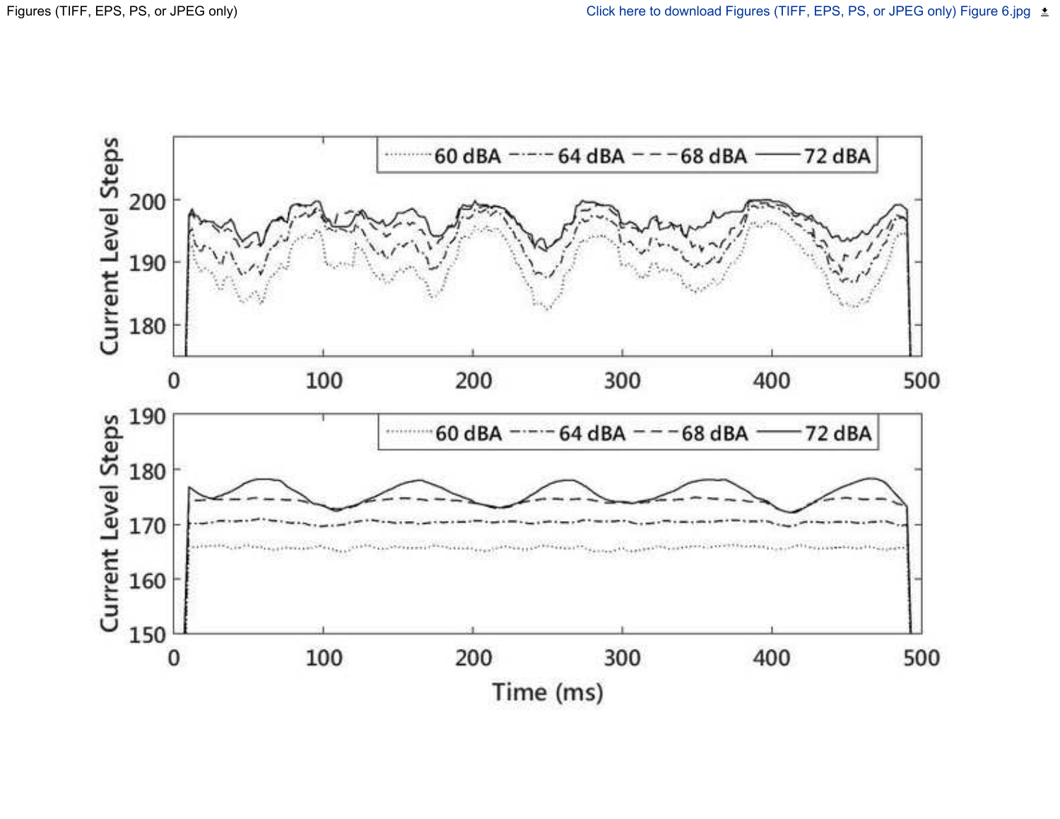Figures (TIFF, EPS, PS, or JPEG only)

Click here to download Figures (TIFF, EPS, PS, or JPEG only) Figure 6.jpg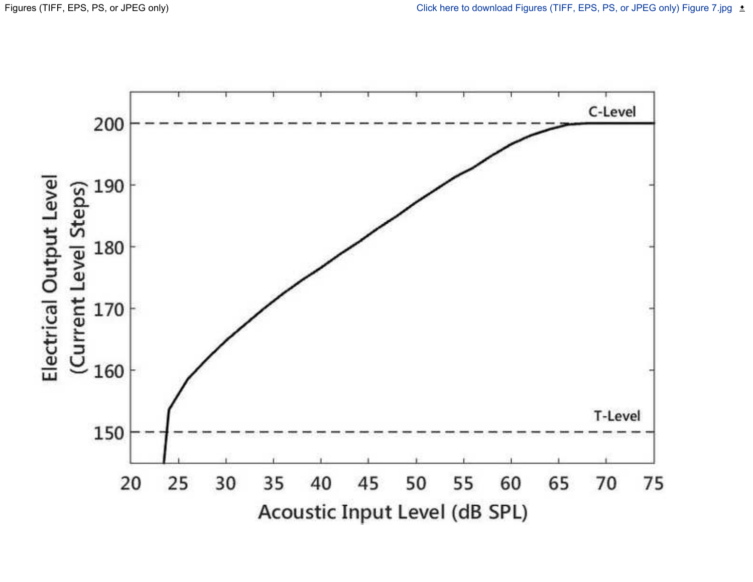Figures (TIFF, EPS, PS, or JPEG only)

Click here to download Figures (TIFF, EPS, PS, or JPEG only) Figure 7.jpg

C-Level

T-Level

200

190

180

170

160

150

Electrical Output Level (Current Level Steps)

20 25 30 35 40 45 50 55 60 65 70 75

Acoustic Input Level (dB SPL)